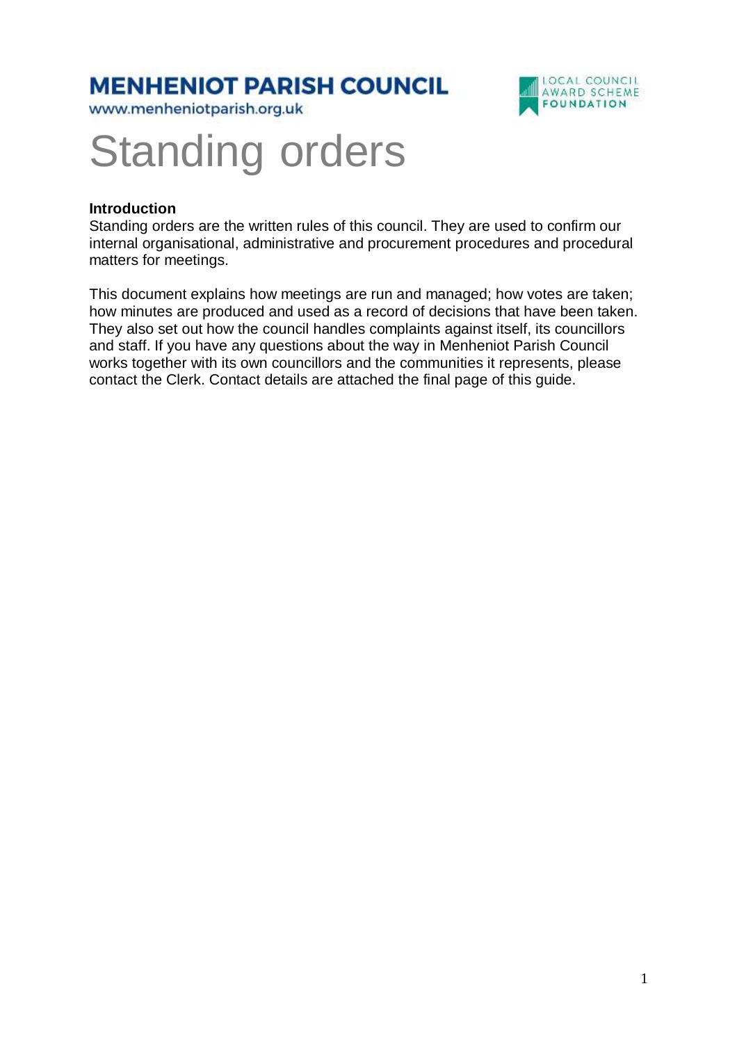**MENHENIOT PARISH COUNCIL**

www.menheniotparish.org.uk

LOCAL COUNCIL AWARD SCHEME FOUNDATION

# Standing orders

**Introduction**

Standing orders are the written rules of this council. They are used to confirm our internal organisational, administrative and procurement procedures and procedural matters for meetings.

This document explains how meetings are run and managed; how votes are taken; how minutes are produced and used as a record of decisions that have been taken. They also set out how the council handles complaints against itself, its councillors and staff. If you have any questions about the way in Menheniot Parish Council works together with its own councillors and the communities it represents, please contact the Clerk. Contact details are attached the final page of this guide.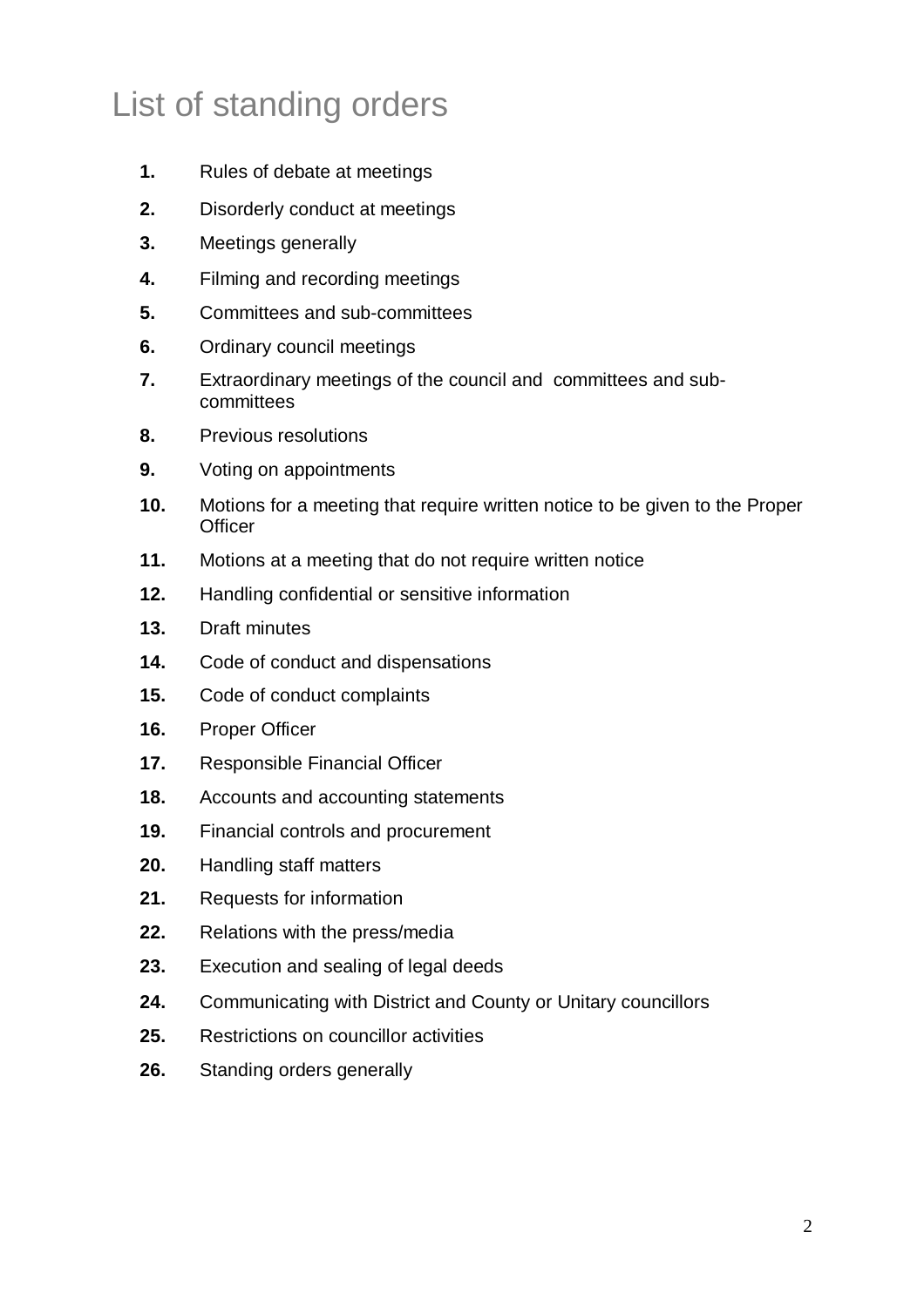# List of standing orders

**1.** Rules of debate at meetings

**2.** Disorderly conduct at meetings

**3.** Meetings generally

**4.** Filming and recording meetings

**5.** Committees and sub-committees

**6.** Ordinary council meetings

**7.** Extraordinary meetings of the council and committees and sub-committees

**8.** Previous resolutions

**9.** Voting on appointments

**10.** Motions for a meeting that require written notice to be given to the Proper Officer

**11.** Motions at a meeting that do not require written notice

**12.** Handling confidential or sensitive information

**13.** Draft minutes

**14.** Code of conduct and dispensations

**15.** Code of conduct complaints

**16.** Proper Officer

**17.** Responsible Financial Officer

**18.** Accounts and accounting statements

**19.** Financial controls and procurement

**20.** Handling staff matters

**21.** Requests for information

**22.** Relations with the press/media

**23.** Execution and sealing of legal deeds

**24.** Communicating with District and County or Unitary councillors

**25.** Restrictions on councillor activities

**26.** Standing orders generally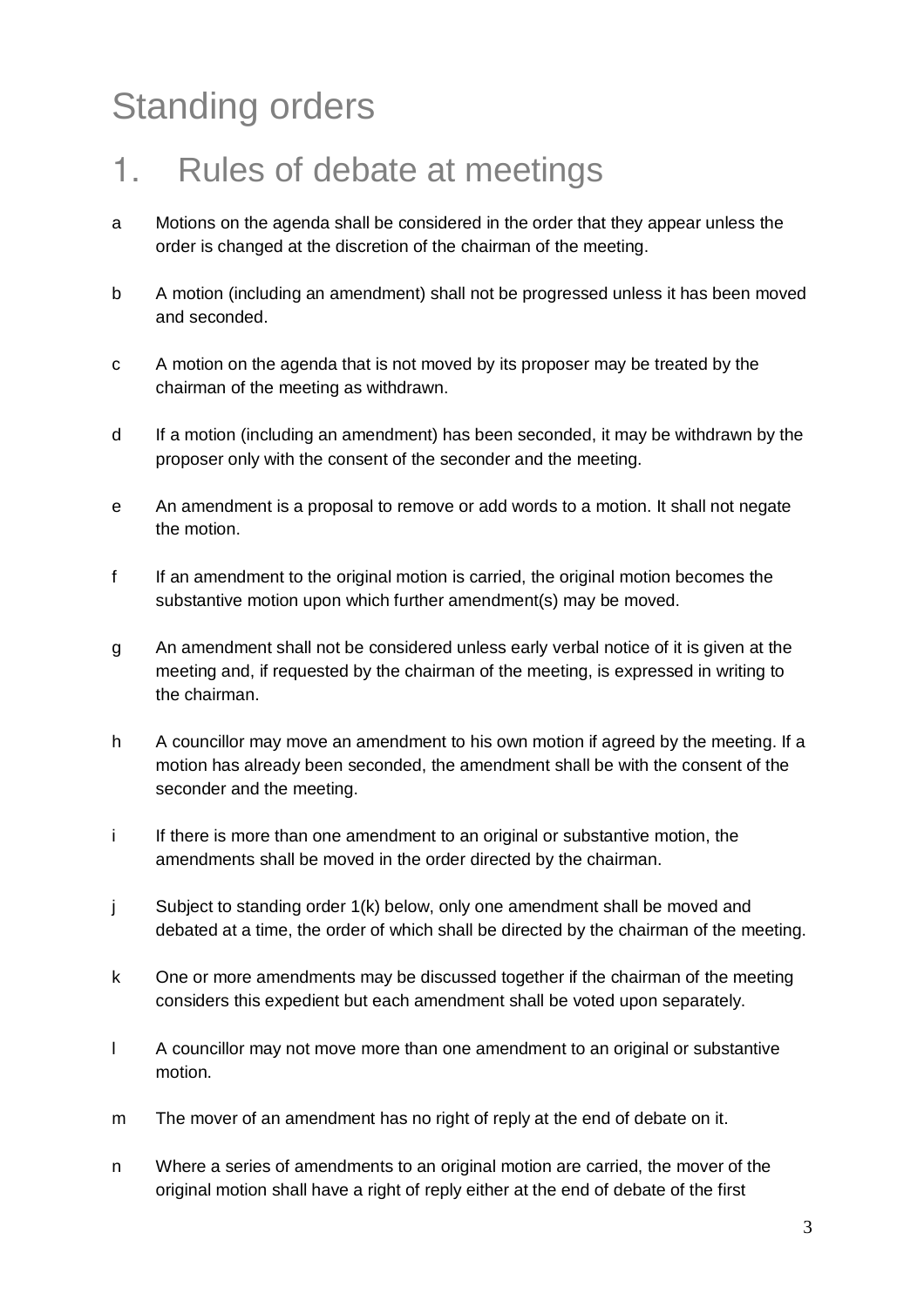# Standing orders

## 1. Rules of debate at meetings

a Motions on the agenda shall be considered in the order that they appear unless the order is changed at the discretion of the chairman of the meeting.

b A motion (including an amendment) shall not be progressed unless it has been moved and seconded.

c A motion on the agenda that is not moved by its proposer may be treated by the chairman of the meeting as withdrawn.

d If a motion (including an amendment) has been seconded, it may be withdrawn by the proposer only with the consent of the seconder and the meeting.

e An amendment is a proposal to remove or add words to a motion. It shall not negate the motion.

f If an amendment to the original motion is carried, the original motion becomes the substantive motion upon which further amendment(s) may be moved.

g An amendment shall not be considered unless early verbal notice of it is given at the meeting and, if requested by the chairman of the meeting, is expressed in writing to the chairman.

h A councillor may move an amendment to his own motion if agreed by the meeting. If a motion has already been seconded, the amendment shall be with the consent of the seconder and the meeting.

i If there is more than one amendment to an original or substantive motion, the amendments shall be moved in the order directed by the chairman.

j Subject to standing order 1(k) below, only one amendment shall be moved and debated at a time, the order of which shall be directed by the chairman of the meeting.

k One or more amendments may be discussed together if the chairman of the meeting considers this expedient but each amendment shall be voted upon separately.

l A councillor may not move more than one amendment to an original or substantive motion.

m The mover of an amendment has no right of reply at the end of debate on it.

n Where a series of amendments to an original motion are carried, the mover of the original motion shall have a right of reply either at the end of debate of the first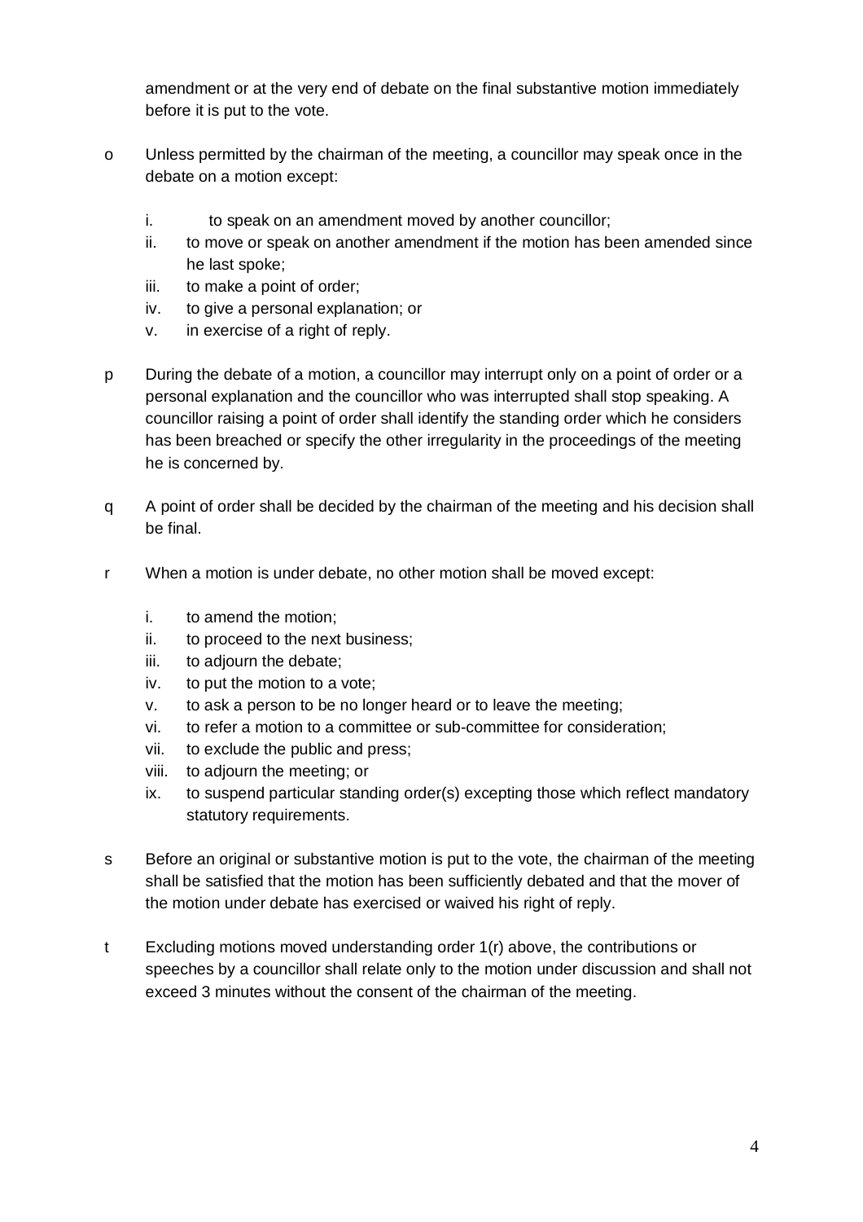amendment or at the very end of debate on the final substantive motion immediately before it is put to the vote.

o Unless permitted by the chairman of the meeting, a councillor may speak once in the debate on a motion except:

   i. to speak on an amendment moved by another councillor;
   ii. to move or speak on another amendment if the motion has been amended since he last spoke;
   iii. to make a point of order;
   iv. to give a personal explanation; or
   v. in exercise of a right of reply.

p During the debate of a motion, a councillor may interrupt only on a point of order or a personal explanation and the councillor who was interrupted shall stop speaking. A councillor raising a point of order shall identify the standing order which he considers has been breached or specify the other irregularity in the proceedings of the meeting he is concerned by.

q A point of order shall be decided by the chairman of the meeting and his decision shall be final.

r When a motion is under debate, no other motion shall be moved except:

   i. to amend the motion;
   ii. to proceed to the next business;
   iii. to adjourn the debate;
   iv. to put the motion to a vote;
   v. to ask a person to be no longer heard or to leave the meeting;
   vi. to refer a motion to a committee or sub-committee for consideration;
   vii. to exclude the public and press;
   viii. to adjourn the meeting; or
   ix. to suspend particular standing order(s) excepting those which reflect mandatory statutory requirements.

s Before an original or substantive motion is put to the vote, the chairman of the meeting shall be satisfied that the motion has been sufficiently debated and that the mover of the motion under debate has exercised or waived his right of reply.

t Excluding motions moved understanding order 1(r) above, the contributions or speeches by a councillor shall relate only to the motion under discussion and shall not exceed 3 minutes without the consent of the chairman of the meeting.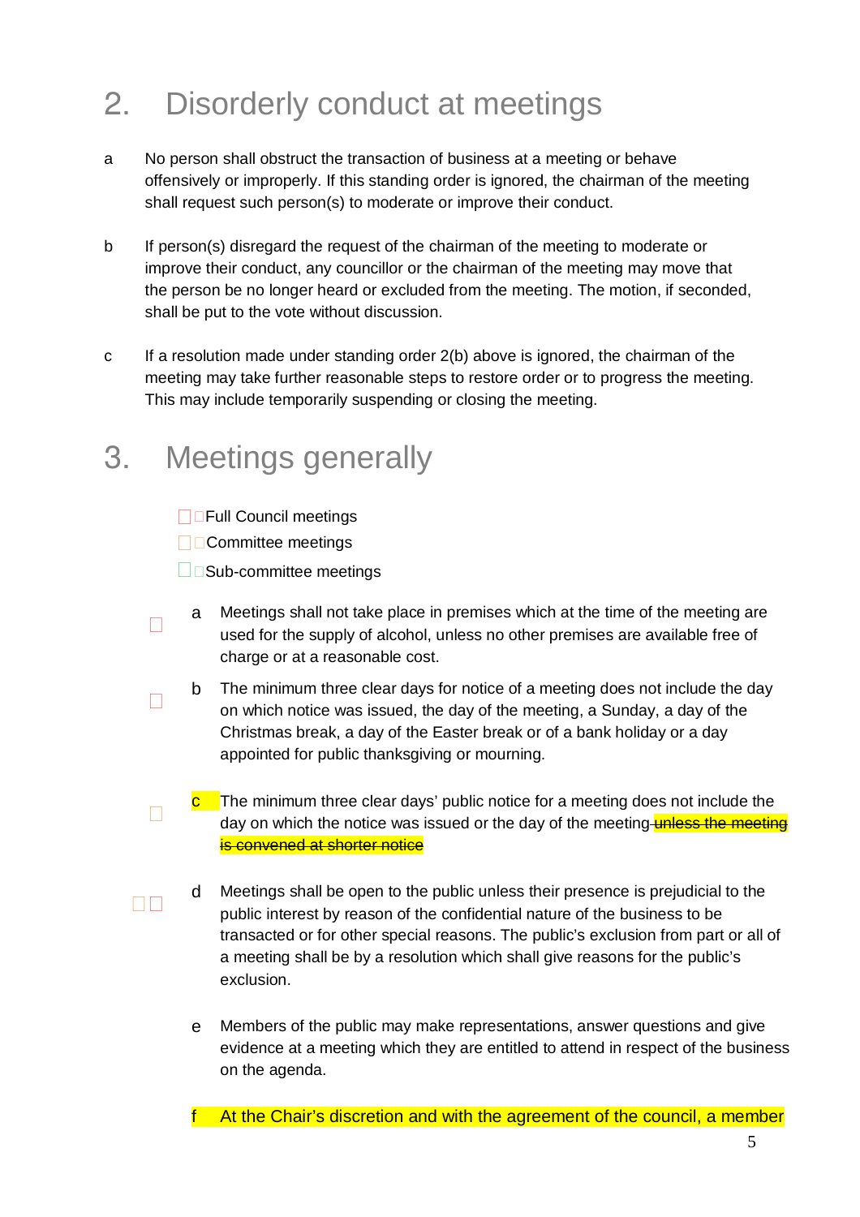## 2. Disorderly conduct at meetings

a No person shall obstruct the transaction of business at a meeting or behave offensively or improperly. If this standing order is ignored, the chairman of the meeting shall request such person(s) to moderate or improve their conduct.

b If person(s) disregard the request of the chairman of the meeting to moderate or improve their conduct, any councillor or the chairman of the meeting may move that the person be no longer heard or excluded from the meeting. The motion, if seconded, shall be put to the vote without discussion.

c If a resolution made under standing order 2(b) above is ignored, the chairman of the meeting may take further reasonable steps to restore order or to progress the meeting. This may include temporarily suspending or closing the meeting.

## 3. Meetings generally

- Full Council meetings
- Committee meetings
- Sub-committee meetings

a Meetings shall not take place in premises which at the time of the meeting are used for the supply of alcohol, unless no other premises are available free of charge or at a reasonable cost.

b The minimum three clear days for notice of a meeting does not include the day on which notice was issued, the day of the meeting, a Sunday, a day of the Christmas break, a day of the Easter break or of a bank holiday or a day appointed for public thanksgiving or mourning.

c The minimum three clear days' public notice for a meeting does not include the day on which the notice was issued or the day of the meeting ~~unless the meeting is convened at shorter notice~~

d Meetings shall be open to the public unless their presence is prejudicial to the public interest by reason of the confidential nature of the business to be transacted or for other special reasons. The public's exclusion from part or all of a meeting shall be by a resolution which shall give reasons for the public's exclusion.

e Members of the public may make representations, answer questions and give evidence at a meeting which they are entitled to attend in respect of the business on the agenda.

f At the Chair's discretion and with the agreement of the council, a member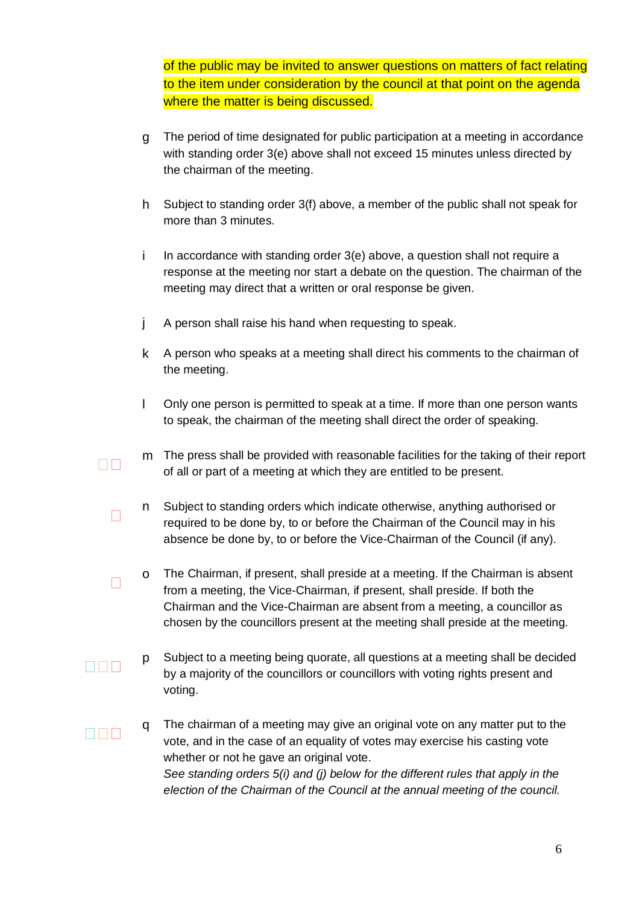of the public may be invited to answer questions on matters of fact relating to the item under consideration by the council at that point on the agenda where the matter is being discussed.

g The period of time designated for public participation at a meeting in accordance with standing order 3(e) above shall not exceed 15 minutes unless directed by the chairman of the meeting.

h Subject to standing order 3(f) above, a member of the public shall not speak for more than 3 minutes.

i In accordance with standing order 3(e) above, a question shall not require a response at the meeting nor start a debate on the question. The chairman of the meeting may direct that a written or oral response be given.

j A person shall raise his hand when requesting to speak.

k A person who speaks at a meeting shall direct his comments to the chairman of the meeting.

l Only one person is permitted to speak at a time. If more than one person wants to speak, the chairman of the meeting shall direct the order of speaking.

m The press shall be provided with reasonable facilities for the taking of their report of all or part of a meeting at which they are entitled to be present.

n Subject to standing orders which indicate otherwise, anything authorised or required to be done by, to or before the Chairman of the Council may in his absence be done by, to or before the Vice-Chairman of the Council (if any).

o The Chairman, if present, shall preside at a meeting. If the Chairman is absent from a meeting, the Vice-Chairman, if present, shall preside. If both the Chairman and the Vice-Chairman are absent from a meeting, a councillor as chosen by the councillors present at the meeting shall preside at the meeting.

p Subject to a meeting being quorate, all questions at a meeting shall be decided by a majority of the councillors or councillors with voting rights present and voting.

q The chairman of a meeting may give an original vote on any matter put to the vote, and in the case of an equality of votes may exercise his casting vote whether or not he gave an original vote.
*See standing orders 5(i) and (j) below for the different rules that apply in the election of the Chairman of the Council at the annual meeting of the council.*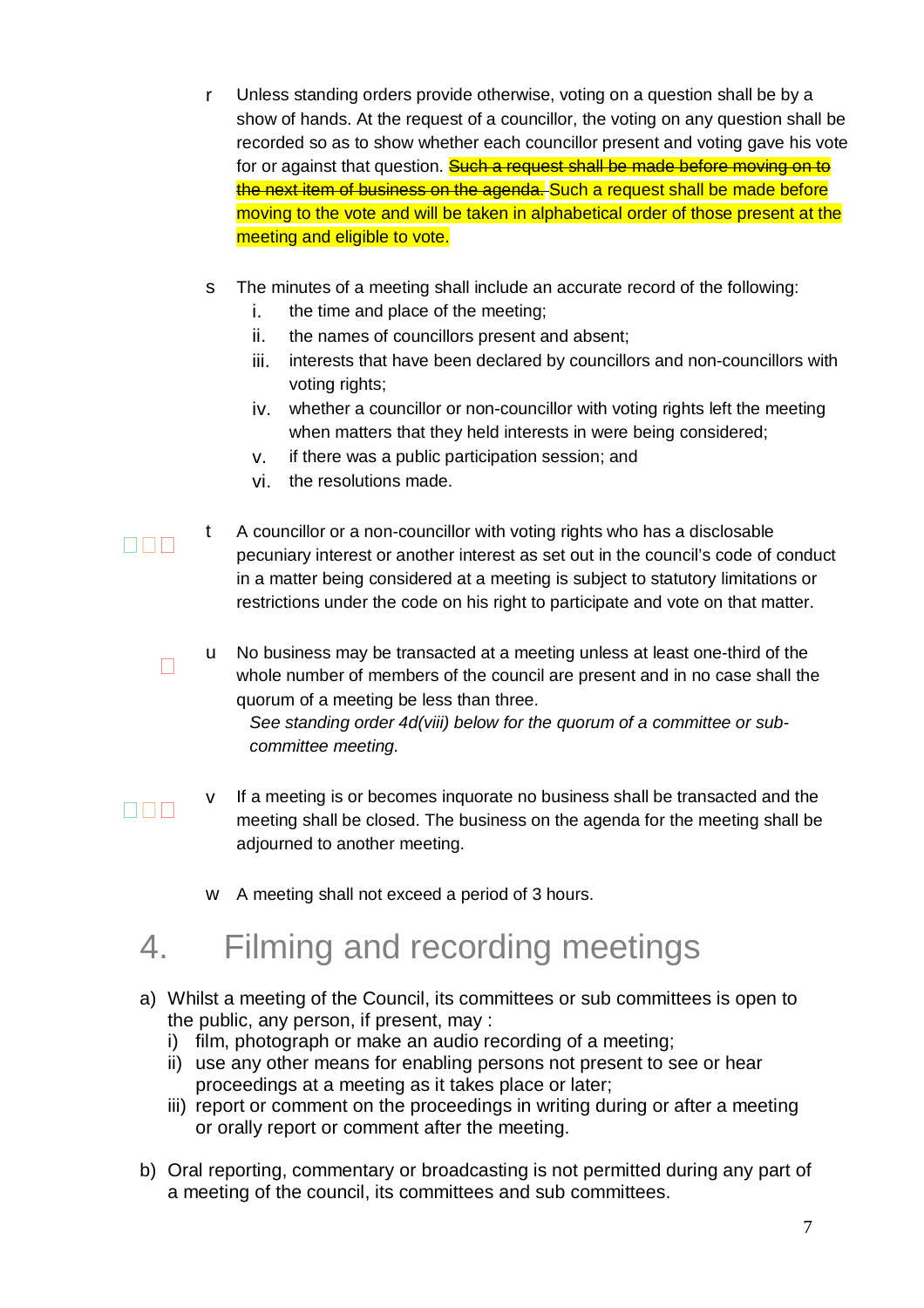r Unless standing orders provide otherwise, voting on a question shall be by a show of hands. At the request of a councillor, the voting on any question shall be recorded so as to show whether each councillor present and voting gave his vote for or against that question. ~~Such a request shall be made before moving on to the next item of business on the agenda.~~ Such a request shall be made before moving to the vote and will be taken in alphabetical order of those present at the meeting and eligible to vote.

s The minutes of a meeting shall include an accurate record of the following:

  i. the time and place of the meeting;
  ii. the names of councillors present and absent;
  iii. interests that have been declared by councillors and non-councillors with voting rights;
  iv. whether a councillor or non-councillor with voting rights left the meeting when matters that they held interests in were being considered;
  v. if there was a public participation session; and
  vi. the resolutions made.

t A councillor or a non-councillor with voting rights who has a disclosable pecuniary interest or another interest as set out in the council's code of conduct in a matter being considered at a meeting is subject to statutory limitations or restrictions under the code on his right to participate and vote on that matter.

u No business may be transacted at a meeting unless at least one-third of the whole number of members of the council are present and in no case shall the quorum of a meeting be less than three.
*See standing order 4d(viii) below for the quorum of a committee or sub-committee meeting.*

v If a meeting is or becomes inquorate no business shall be transacted and the meeting shall be closed. The business on the agenda for the meeting shall be adjourned to another meeting.

w A meeting shall not exceed a period of 3 hours.

# 4. Filming and recording meetings

a) Whilst a meeting of the Council, its committees or sub committees is open to the public, any person, if present, may :
  i) film, photograph or make an audio recording of a meeting;
  ii) use any other means for enabling persons not present to see or hear proceedings at a meeting as it takes place or later;
  iii) report or comment on the proceedings in writing during or after a meeting or orally report or comment after the meeting.

b) Oral reporting, commentary or broadcasting is not permitted during any part of a meeting of the council, its committees and sub committees.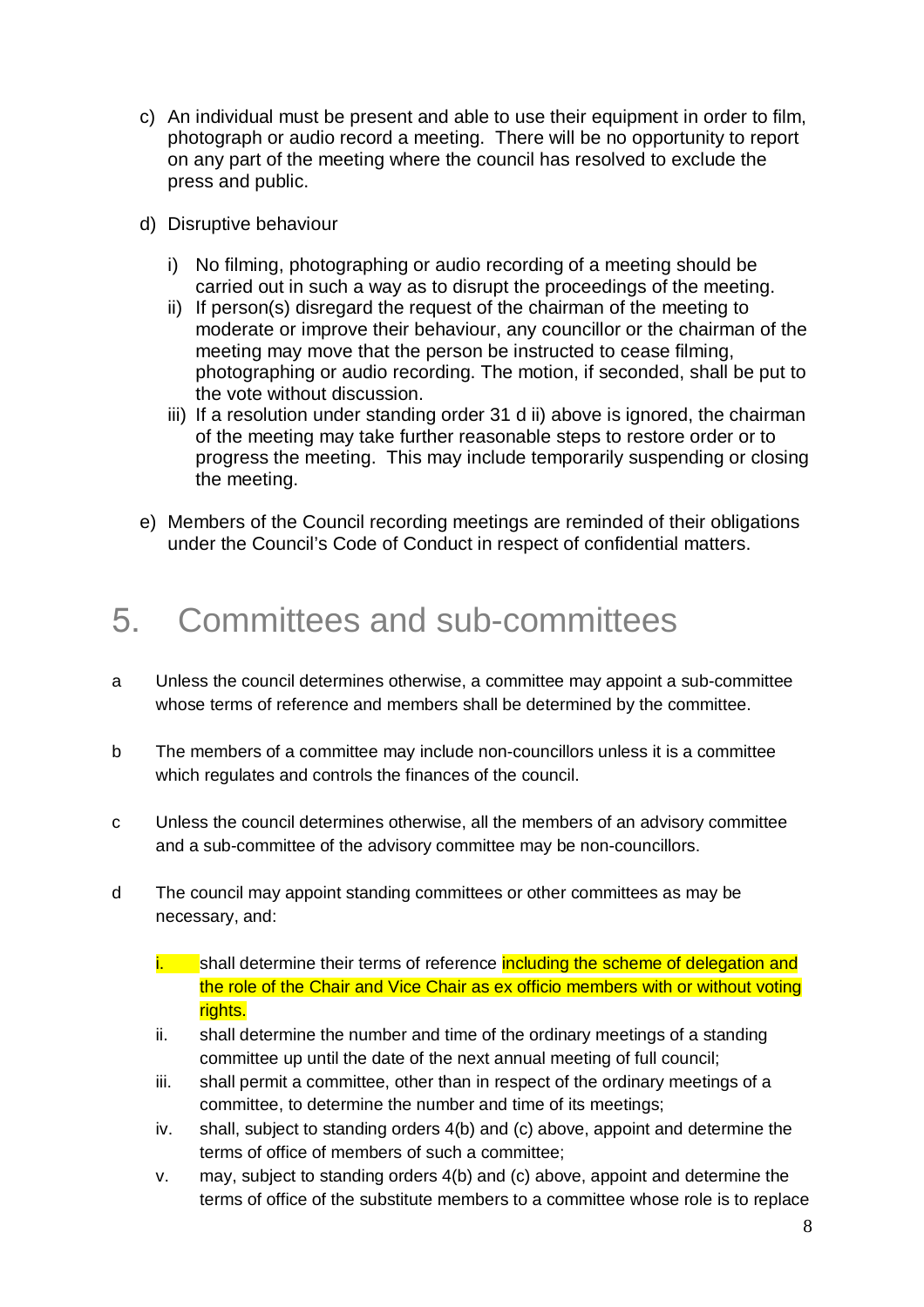c) An individual must be present and able to use their equipment in order to film, photograph or audio record a meeting. There will be no opportunity to report on any part of the meeting where the council has resolved to exclude the press and public.

d) Disruptive behaviour

   i) No filming, photographing or audio recording of a meeting should be carried out in such a way as to disrupt the proceedings of the meeting.
   ii) If person(s) disregard the request of the chairman of the meeting to moderate or improve their behaviour, any councillor or the chairman of the meeting may move that the person be instructed to cease filming, photographing or audio recording. The motion, if seconded, shall be put to the vote without discussion.
   iii) If a resolution under standing order 31 d ii) above is ignored, the chairman of the meeting may take further reasonable steps to restore order or to progress the meeting. This may include temporarily suspending or closing the meeting.

e) Members of the Council recording meetings are reminded of their obligations under the Council's Code of Conduct in respect of confidential matters.

# 5. Committees and sub-committees

a Unless the council determines otherwise, a committee may appoint a sub-committee whose terms of reference and members shall be determined by the committee.

b The members of a committee may include non-councillors unless it is a committee which regulates and controls the finances of the council.

c Unless the council determines otherwise, all the members of an advisory committee and a sub-committee of the advisory committee may be non-councillors.

d The council may appoint standing committees or other committees as may be necessary, and:

   i. shall determine their terms of reference including the scheme of delegation and the role of the Chair and Vice Chair as ex officio members with or without voting rights.
   ii. shall determine the number and time of the ordinary meetings of a standing committee up until the date of the next annual meeting of full council;
   iii. shall permit a committee, other than in respect of the ordinary meetings of a committee, to determine the number and time of its meetings;
   iv. shall, subject to standing orders 4(b) and (c) above, appoint and determine the terms of office of members of such a committee;
   v. may, subject to standing orders 4(b) and (c) above, appoint and determine the terms of office of the substitute members to a committee whose role is to replace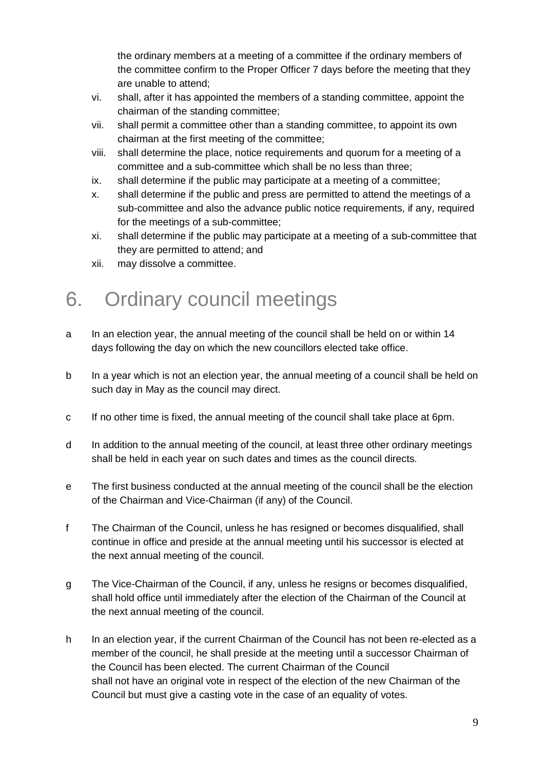the ordinary members at a meeting of a committee if the ordinary members of the committee confirm to the Proper Officer 7 days before the meeting that they are unable to attend;

vi. shall, after it has appointed the members of a standing committee, appoint the chairman of the standing committee;

vii. shall permit a committee other than a standing committee, to appoint its own chairman at the first meeting of the committee;

viii. shall determine the place, notice requirements and quorum for a meeting of a committee and a sub-committee which shall be no less than three;

ix. shall determine if the public may participate at a meeting of a committee;

x. shall determine if the public and press are permitted to attend the meetings of a sub-committee and also the advance public notice requirements, if any, required for the meetings of a sub-committee;

xi. shall determine if the public may participate at a meeting of a sub-committee that they are permitted to attend; and

xii. may dissolve a committee.

# 6. Ordinary council meetings

a In an election year, the annual meeting of the council shall be held on or within 14 days following the day on which the new councillors elected take office.

b In a year which is not an election year, the annual meeting of a council shall be held on such day in May as the council may direct.

c If no other time is fixed, the annual meeting of the council shall take place at 6pm.

d In addition to the annual meeting of the council, at least three other ordinary meetings shall be held in each year on such dates and times as the council directs.

e The first business conducted at the annual meeting of the council shall be the election of the Chairman and Vice-Chairman (if any) of the Council.

f The Chairman of the Council, unless he has resigned or becomes disqualified, shall continue in office and preside at the annual meeting until his successor is elected at the next annual meeting of the council.

g The Vice-Chairman of the Council, if any, unless he resigns or becomes disqualified, shall hold office until immediately after the election of the Chairman of the Council at the next annual meeting of the council.

h In an election year, if the current Chairman of the Council has not been re-elected as a member of the council, he shall preside at the meeting until a successor Chairman of the Council has been elected. The current Chairman of the Council shall not have an original vote in respect of the election of the new Chairman of the Council but must give a casting vote in the case of an equality of votes.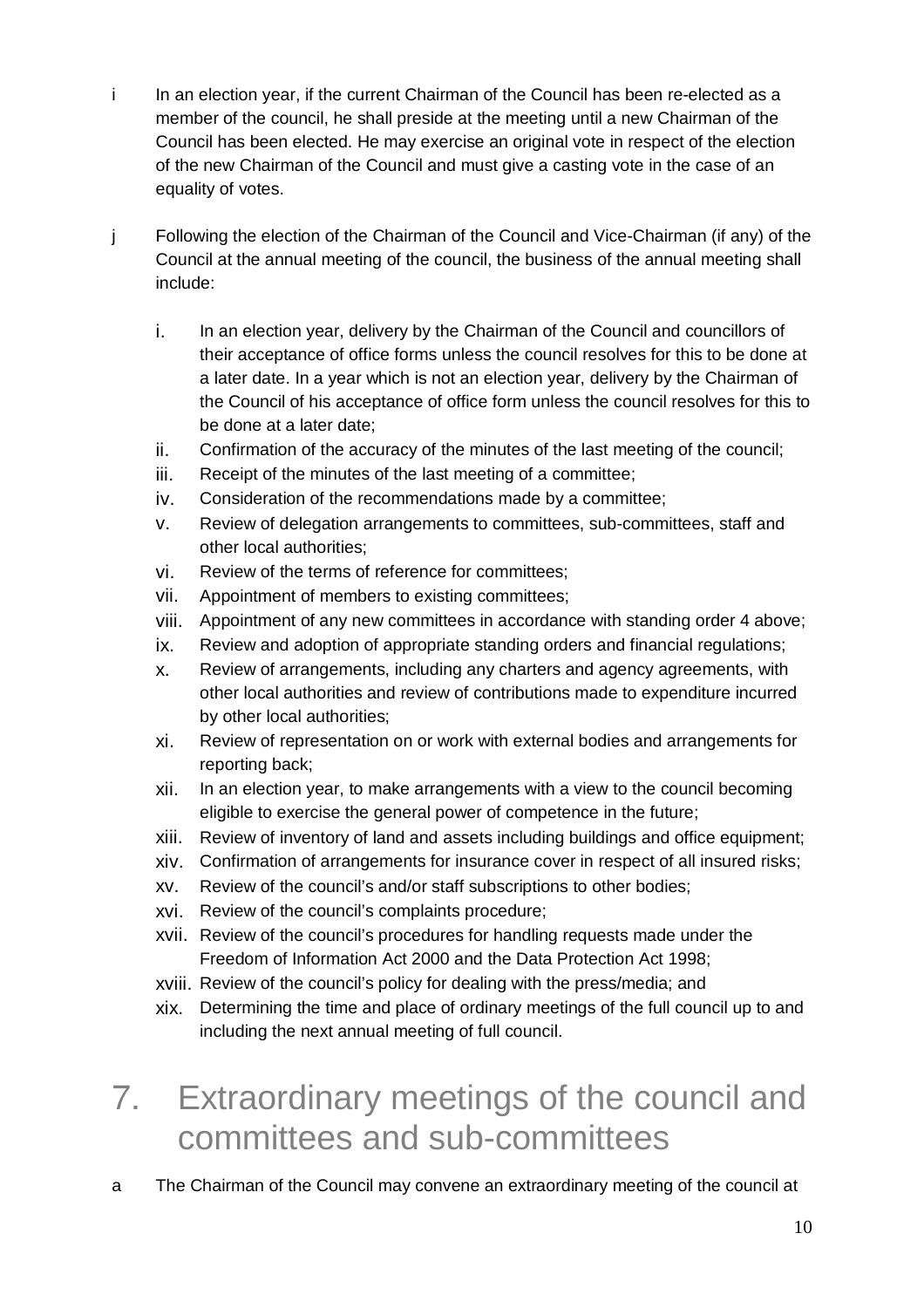i In an election year, if the current Chairman of the Council has been re-elected as a member of the council, he shall preside at the meeting until a new Chairman of the Council has been elected. He may exercise an original vote in respect of the election of the new Chairman of the Council and must give a casting vote in the case of an equality of votes.

j Following the election of the Chairman of the Council and Vice-Chairman (if any) of the Council at the annual meeting of the council, the business of the annual meeting shall include:

   i. In an election year, delivery by the Chairman of the Council and councillors of their acceptance of office forms unless the council resolves for this to be done at a later date. In a year which is not an election year, delivery by the Chairman of the Council of his acceptance of office form unless the council resolves for this to be done at a later date;
   ii. Confirmation of the accuracy of the minutes of the last meeting of the council;
   iii. Receipt of the minutes of the last meeting of a committee;
   iv. Consideration of the recommendations made by a committee;
   v. Review of delegation arrangements to committees, sub-committees, staff and other local authorities;
   vi. Review of the terms of reference for committees;
   vii. Appointment of members to existing committees;
   viii. Appointment of any new committees in accordance with standing order 4 above;
   ix. Review and adoption of appropriate standing orders and financial regulations;
   x. Review of arrangements, including any charters and agency agreements, with other local authorities and review of contributions made to expenditure incurred by other local authorities;
   xi. Review of representation on or work with external bodies and arrangements for reporting back;
   xii. In an election year, to make arrangements with a view to the council becoming eligible to exercise the general power of competence in the future;
   xiii. Review of inventory of land and assets including buildings and office equipment;
   xiv. Confirmation of arrangements for insurance cover in respect of all insured risks;
   xv. Review of the council's and/or staff subscriptions to other bodies;
   xvi. Review of the council's complaints procedure;
   xvii. Review of the council's procedures for handling requests made under the Freedom of Information Act 2000 and the Data Protection Act 1998;
   xviii. Review of the council's policy for dealing with the press/media; and
   xix. Determining the time and place of ordinary meetings of the full council up to and including the next annual meeting of full council.

# 7. Extraordinary meetings of the council and committees and sub-committees

a The Chairman of the Council may convene an extraordinary meeting of the council at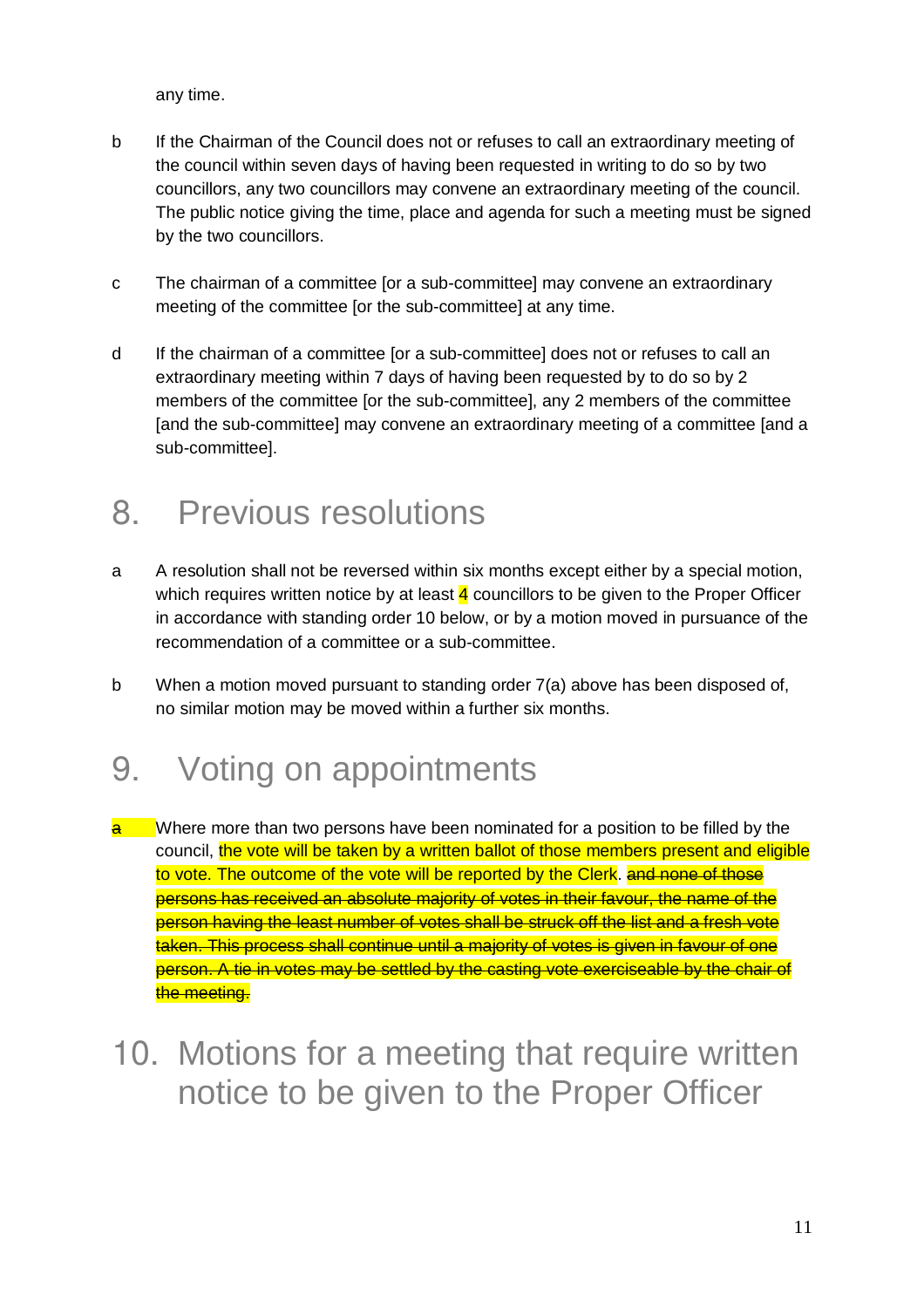any time.

b If the Chairman of the Council does not or refuses to call an extraordinary meeting of the council within seven days of having been requested in writing to do so by two councillors, any two councillors may convene an extraordinary meeting of the council. The public notice giving the time, place and agenda for such a meeting must be signed by the two councillors.

c The chairman of a committee [or a sub-committee] may convene an extraordinary meeting of the committee [or the sub-committee] at any time.

d If the chairman of a committee [or a sub-committee] does not or refuses to call an extraordinary meeting within 7 days of having been requested by to do so by 2 members of the committee [or the sub-committee], any 2 members of the committee [and the sub-committee] may convene an extraordinary meeting of a committee [and a sub-committee].

# 8. Previous resolutions

a A resolution shall not be reversed within six months except either by a special motion, which requires written notice by at least 4 councillors to be given to the Proper Officer in accordance with standing order 10 below, or by a motion moved in pursuance of the recommendation of a committee or a sub-committee.

b When a motion moved pursuant to standing order 7(a) above has been disposed of, no similar motion may be moved within a further six months.

# 9. Voting on appointments

~~a~~ Where more than two persons have been nominated for a position to be filled by the council, the vote will be taken by a written ballot of those members present and eligible to vote. The outcome of the vote will be reported by the Clerk. ~~and none of those persons has received an absolute majority of votes in their favour, the name of the person having the least number of votes shall be struck off the list and a fresh vote taken. This process shall continue until a majority of votes is given in favour of one person. A tie in votes may be settled by the casting vote exerciseable by the chair of the meeting.~~

# 10. Motions for a meeting that require written notice to be given to the Proper Officer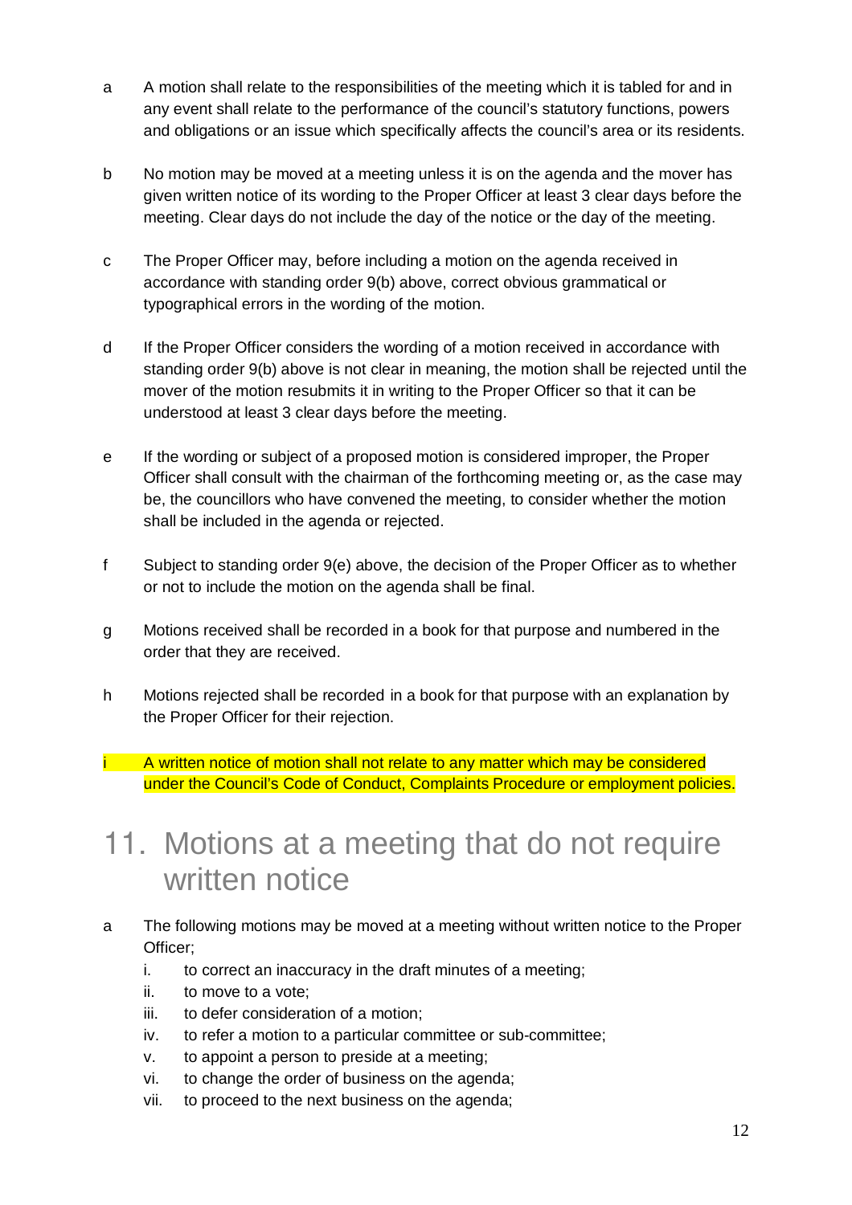a  A motion shall relate to the responsibilities of the meeting which it is tabled for and in any event shall relate to the performance of the council's statutory functions, powers and obligations or an issue which specifically affects the council's area or its residents.

b  No motion may be moved at a meeting unless it is on the agenda and the mover has given written notice of its wording to the Proper Officer at least 3 clear days before the meeting. Clear days do not include the day of the notice or the day of the meeting.

c  The Proper Officer may, before including a motion on the agenda received in accordance with standing order 9(b) above, correct obvious grammatical or typographical errors in the wording of the motion.

d  If the Proper Officer considers the wording of a motion received in accordance with standing order 9(b) above is not clear in meaning, the motion shall be rejected until the mover of the motion resubmits it in writing to the Proper Officer so that it can be understood at least 3 clear days before the meeting.

e  If the wording or subject of a proposed motion is considered improper, the Proper Officer shall consult with the chairman of the forthcoming meeting or, as the case may be, the councillors who have convened the meeting, to consider whether the motion shall be included in the agenda or rejected.

f  Subject to standing order 9(e) above, the decision of the Proper Officer as to whether or not to include the motion on the agenda shall be final.

g  Motions received shall be recorded in a book for that purpose and numbered in the order that they are received.

h  Motions rejected shall be recorded in a book for that purpose with an explanation by the Proper Officer for their rejection.

i  A written notice of motion shall not relate to any matter which may be considered under the Council's Code of Conduct, Complaints Procedure or employment policies.

# 11. Motions at a meeting that do not require written notice

a  The following motions may be moved at a meeting without written notice to the Proper Officer;

   i. to correct an inaccuracy in the draft minutes of a meeting;
   ii. to move to a vote;
   iii. to defer consideration of a motion;
   iv. to refer a motion to a particular committee or sub-committee;
   v. to appoint a person to preside at a meeting;
   vi. to change the order of business on the agenda;
   vii. to proceed to the next business on the agenda;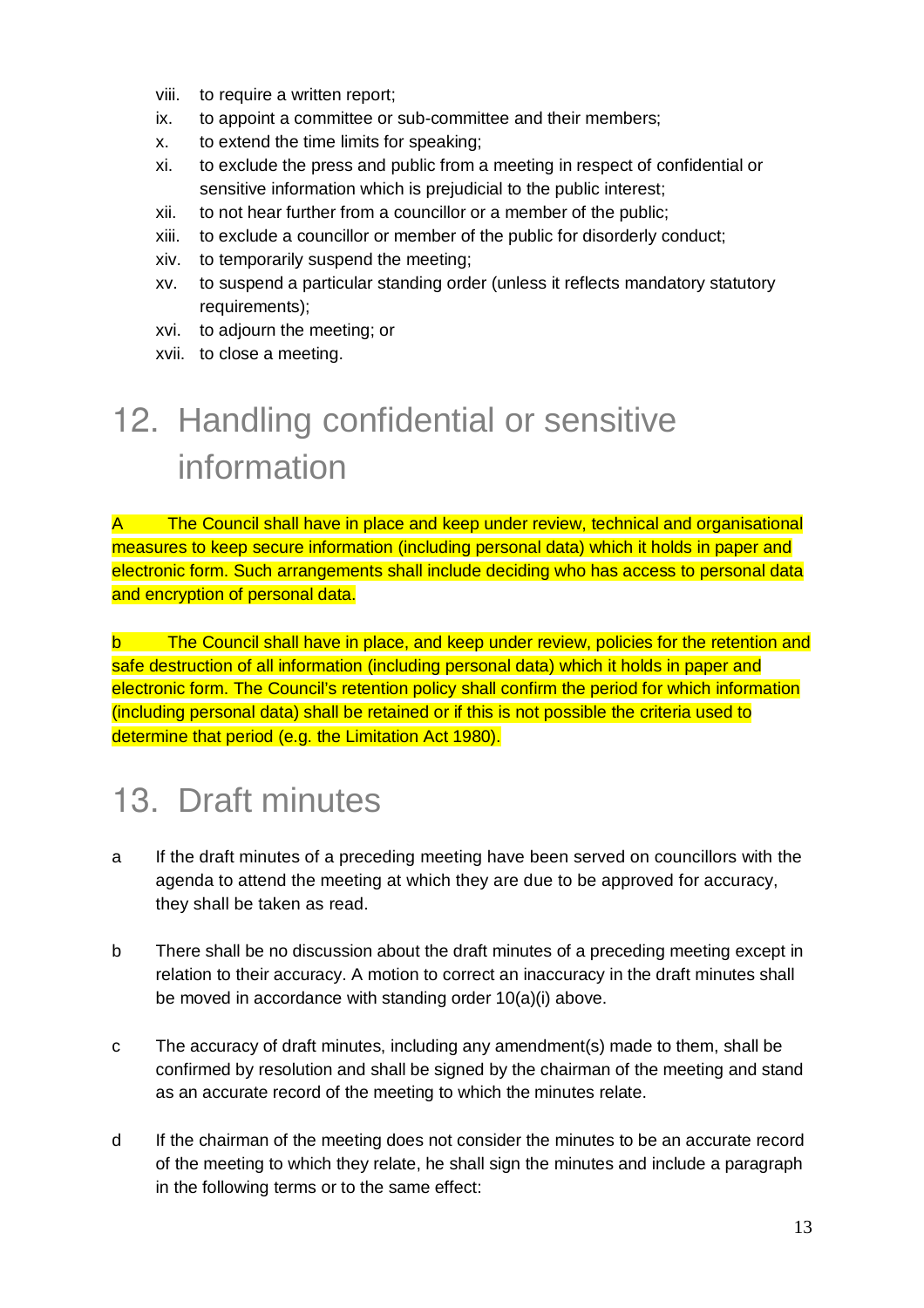viii. to require a written report;
ix. to appoint a committee or sub-committee and their members;
x. to extend the time limits for speaking;
xi. to exclude the press and public from a meeting in respect of confidential or sensitive information which is prejudicial to the public interest;
xii. to not hear further from a councillor or a member of the public;
xiii. to exclude a councillor or member of the public for disorderly conduct;
xiv. to temporarily suspend the meeting;
xv. to suspend a particular standing order (unless it reflects mandatory statutory requirements);
xvi. to adjourn the meeting; or
xvii. to close a meeting.

# 12. Handling confidential or sensitive information

A The Council shall have in place and keep under review, technical and organisational measures to keep secure information (including personal data) which it holds in paper and electronic form. Such arrangements shall include deciding who has access to personal data and encryption of personal data.

b The Council shall have in place, and keep under review, policies for the retention and safe destruction of all information (including personal data) which it holds in paper and electronic form. The Council's retention policy shall confirm the period for which information (including personal data) shall be retained or if this is not possible the criteria used to determine that period (e.g. the Limitation Act 1980).

# 13. Draft minutes

a If the draft minutes of a preceding meeting have been served on councillors with the agenda to attend the meeting at which they are due to be approved for accuracy, they shall be taken as read.

b There shall be no discussion about the draft minutes of a preceding meeting except in relation to their accuracy. A motion to correct an inaccuracy in the draft minutes shall be moved in accordance with standing order 10(a)(i) above.

c The accuracy of draft minutes, including any amendment(s) made to them, shall be confirmed by resolution and shall be signed by the chairman of the meeting and stand as an accurate record of the meeting to which the minutes relate.

d If the chairman of the meeting does not consider the minutes to be an accurate record of the meeting to which they relate, he shall sign the minutes and include a paragraph in the following terms or to the same effect: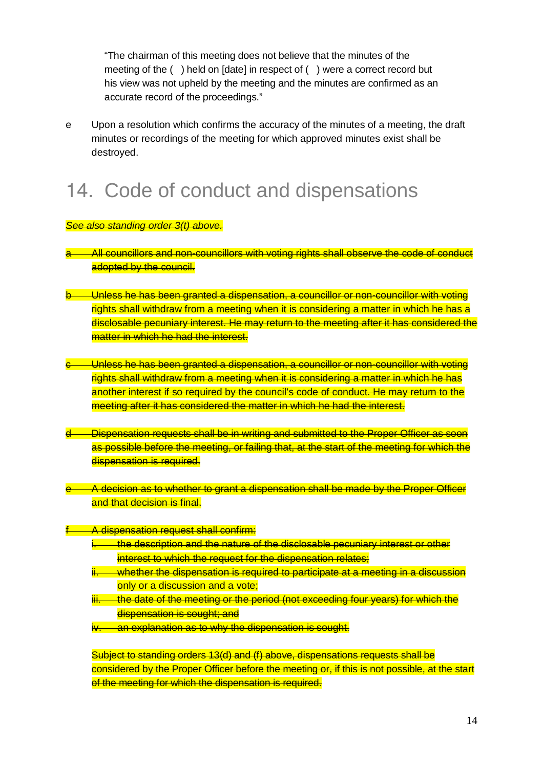"The chairman of this meeting does not believe that the minutes of the meeting of the ( ) held on [date] in respect of ( ) were a correct record but his view was not upheld by the meeting and the minutes are confirmed as an accurate record of the proceedings."

e Upon a resolution which confirms the accuracy of the minutes of a meeting, the draft minutes or recordings of the meeting for which approved minutes exist shall be destroyed.

# 14. Code of conduct and dispensations

~~*See also standing order 3(t) above.*~~

~~a All councillors and non-councillors with voting rights shall observe the code of conduct adopted by the council.~~

~~b Unless he has been granted a dispensation, a councillor or non-councillor with voting rights shall withdraw from a meeting when it is considering a matter in which he has a disclosable pecuniary interest. He may return to the meeting after it has considered the matter in which he had the interest.~~

~~c Unless he has been granted a dispensation, a councillor or non-councillor with voting rights shall withdraw from a meeting when it is considering a matter in which he has another interest if so required by the council's code of conduct. He may return to the meeting after it has considered the matter in which he had the interest.~~

~~d Dispensation requests shall be in writing and submitted to the Proper Officer as soon as possible before the meeting, or failing that, at the start of the meeting for which the dispensation is required.~~

~~e A decision as to whether to grant a dispensation shall be made by the Proper Officer and that decision is final.~~

~~f A dispensation request shall confirm:~~
- ~~i. the description and the nature of the disclosable pecuniary interest or other interest to which the request for the dispensation relates;~~
- ~~ii. whether the dispensation is required to participate at a meeting in a discussion only or a discussion and a vote;~~
- ~~iii. the date of the meeting or the period (not exceeding four years) for which the dispensation is sought; and~~
- ~~iv. an explanation as to why the dispensation is sought.~~

~~Subject to standing orders 13(d) and (f) above, dispensations requests shall be considered by the Proper Officer before the meeting or, if this is not possible, at the start of the meeting for which the dispensation is required.~~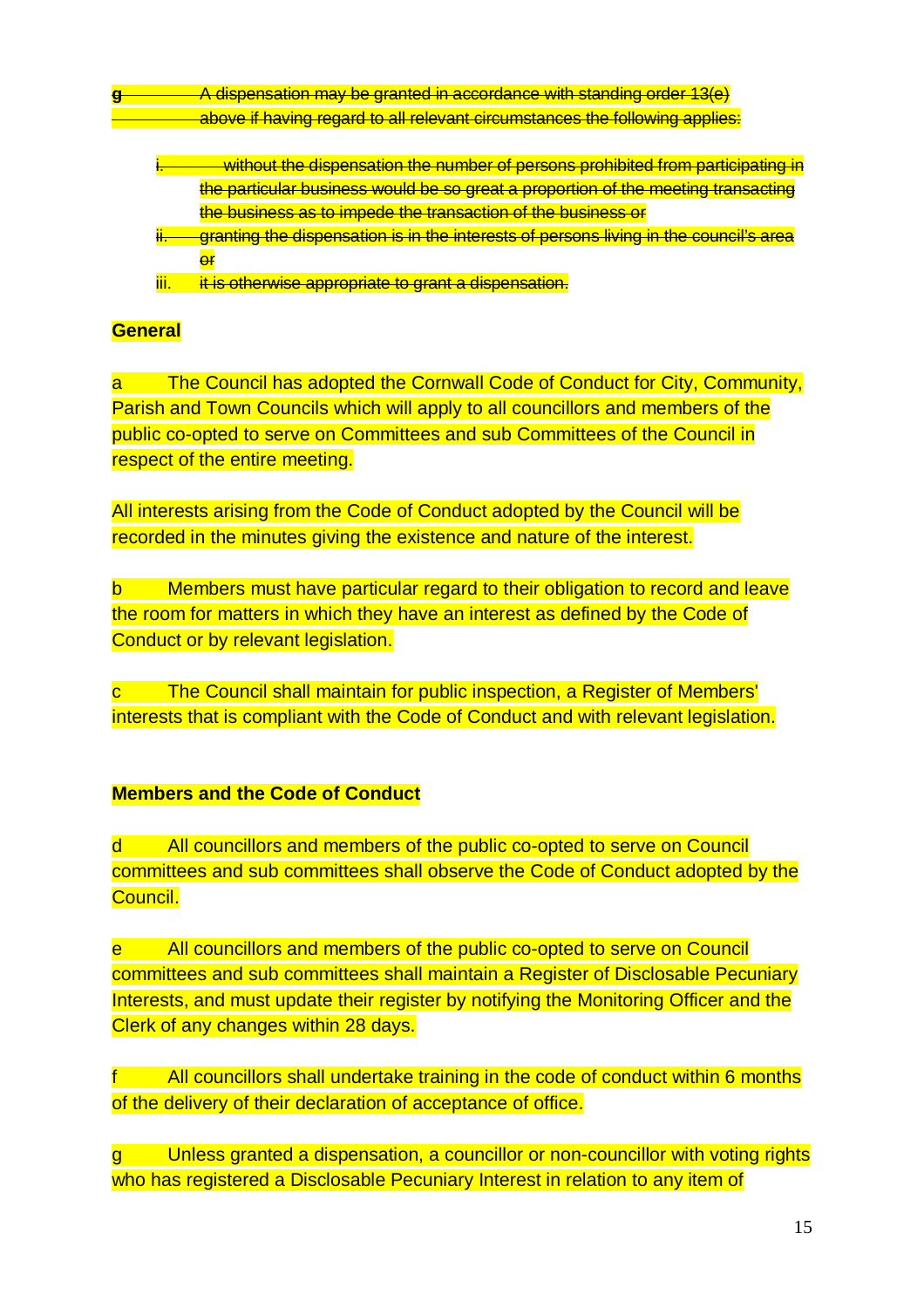~~g A dispensation may be granted in accordance with standing order 13(e) above if having regard to all relevant circumstances the following applies:~~

~~i. without the dispensation the number of persons prohibited from participating in the particular business would be so great a proportion of the meeting transacting the business as to impede the transaction of the business or~~

~~ii. granting the dispensation is in the interests of persons living in the council's area or~~

~~iii. it is otherwise appropriate to grant a dispensation.~~

**General**

a The Council has adopted the Cornwall Code of Conduct for City, Community, Parish and Town Councils which will apply to all councillors and members of the public co-opted to serve on Committees and sub Committees of the Council in respect of the entire meeting.

All interests arising from the Code of Conduct adopted by the Council will be recorded in the minutes giving the existence and nature of the interest.

b Members must have particular regard to their obligation to record and leave the room for matters in which they have an interest as defined by the Code of Conduct or by relevant legislation.

c The Council shall maintain for public inspection, a Register of Members' interests that is compliant with the Code of Conduct and with relevant legislation.

**Members and the Code of Conduct**

d All councillors and members of the public co-opted to serve on Council committees and sub committees shall observe the Code of Conduct adopted by the Council.

e All councillors and members of the public co-opted to serve on Council committees and sub committees shall maintain a Register of Disclosable Pecuniary Interests, and must update their register by notifying the Monitoring Officer and the Clerk of any changes within 28 days.

f All councillors shall undertake training in the code of conduct within 6 months of the delivery of their declaration of acceptance of office.

g Unless granted a dispensation, a councillor or non-councillor with voting rights who has registered a Disclosable Pecuniary Interest in relation to any item of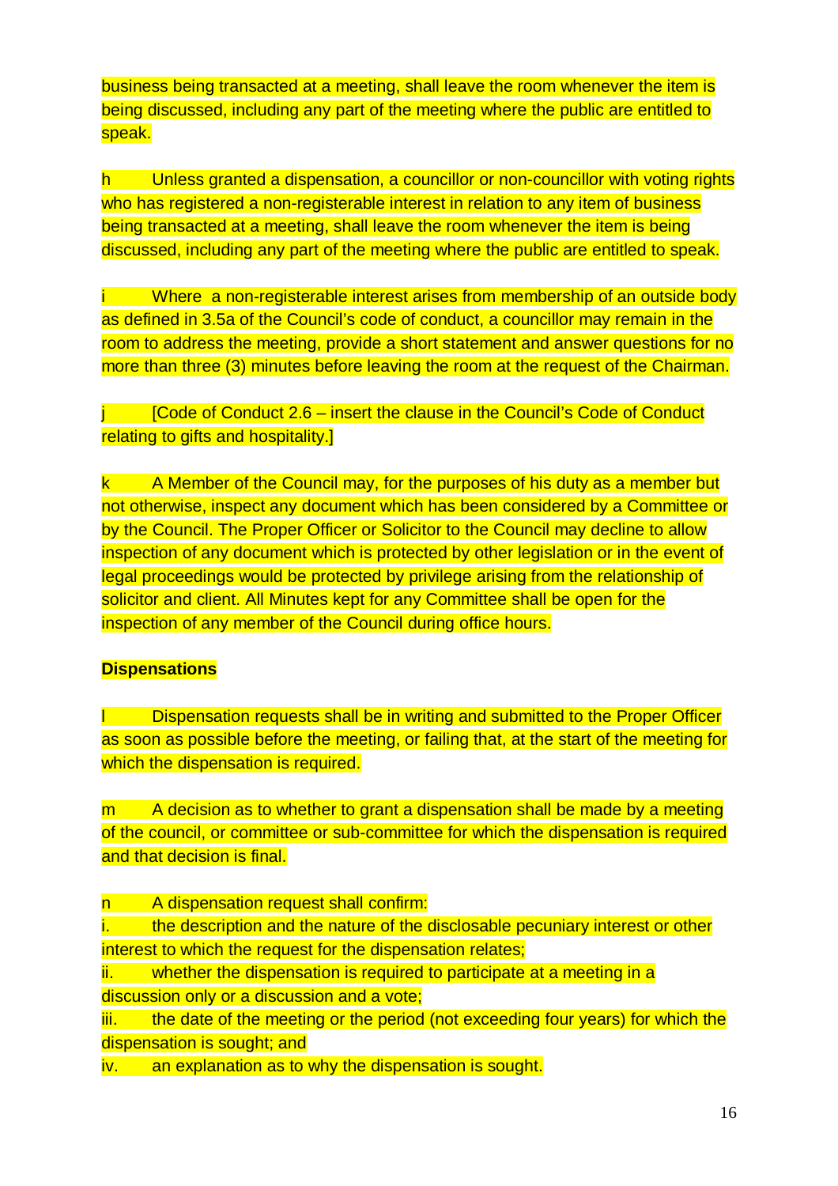business being transacted at a meeting, shall leave the room whenever the item is being discussed, including any part of the meeting where the public are entitled to speak.

h Unless granted a dispensation, a councillor or non-councillor with voting rights who has registered a non-registerable interest in relation to any item of business being transacted at a meeting, shall leave the room whenever the item is being discussed, including any part of the meeting where the public are entitled to speak.

i Where a non-registerable interest arises from membership of an outside body as defined in 3.5a of the Council's code of conduct, a councillor may remain in the room to address the meeting, provide a short statement and answer questions for no more than three (3) minutes before leaving the room at the request of the Chairman.

j [Code of Conduct 2.6 – insert the clause in the Council's Code of Conduct relating to gifts and hospitality.]

k A Member of the Council may, for the purposes of his duty as a member but not otherwise, inspect any document which has been considered by a Committee or by the Council. The Proper Officer or Solicitor to the Council may decline to allow inspection of any document which is protected by other legislation or in the event of legal proceedings would be protected by privilege arising from the relationship of solicitor and client. All Minutes kept for any Committee shall be open for the inspection of any member of the Council during office hours.

**Dispensations**

l Dispensation requests shall be in writing and submitted to the Proper Officer as soon as possible before the meeting, or failing that, at the start of the meeting for which the dispensation is required.

m A decision as to whether to grant a dispensation shall be made by a meeting of the council, or committee or sub-committee for which the dispensation is required and that decision is final.

n A dispensation request shall confirm:

i. the description and the nature of the disclosable pecuniary interest or other interest to which the request for the dispensation relates;

ii. whether the dispensation is required to participate at a meeting in a discussion only or a discussion and a vote;

iii. the date of the meeting or the period (not exceeding four years) for which the dispensation is sought; and

iv. an explanation as to why the dispensation is sought.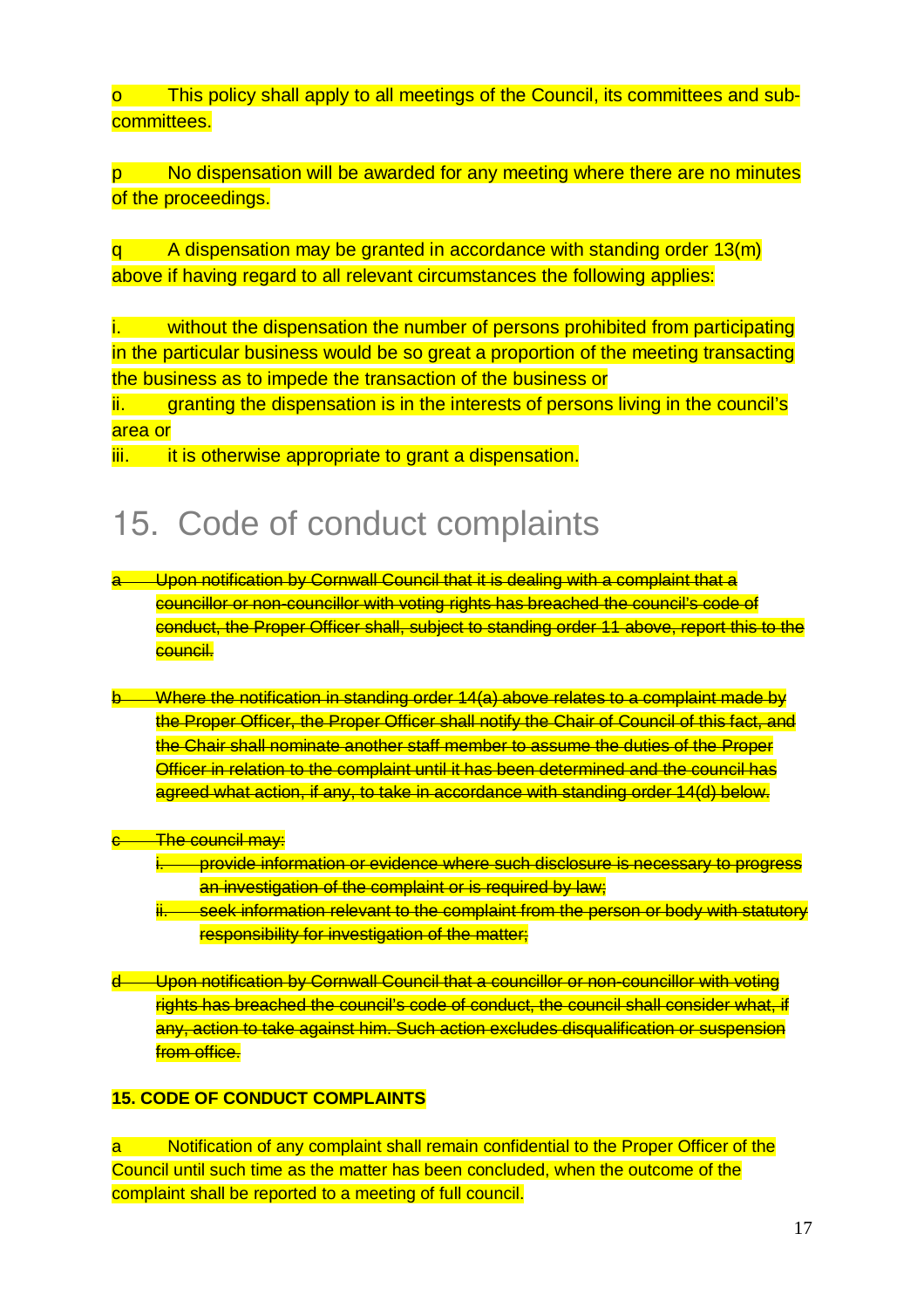o This policy shall apply to all meetings of the Council, its committees and sub-committees.

p No dispensation will be awarded for any meeting where there are no minutes of the proceedings.

q A dispensation may be granted in accordance with standing order 13(m) above if having regard to all relevant circumstances the following applies:

i. without the dispensation the number of persons prohibited from participating in the particular business would be so great a proportion of the meeting transacting the business as to impede the transaction of the business or
ii. granting the dispensation is in the interests of persons living in the council's area or
iii. it is otherwise appropriate to grant a dispensation.

# 15. Code of conduct complaints

~~a Upon notification by Cornwall Council that it is dealing with a complaint that a councillor or non-councillor with voting rights has breached the council's code of conduct, the Proper Officer shall, subject to standing order 11 above, report this to the council.~~

~~b Where the notification in standing order 14(a) above relates to a complaint made by the Proper Officer, the Proper Officer shall notify the Chair of Council of this fact, and the Chair shall nominate another staff member to assume the duties of the Proper Officer in relation to the complaint until it has been determined and the council has agreed what action, if any, to take in accordance with standing order 14(d) below.~~

~~c The council may:~~
- ~~i. provide information or evidence where such disclosure is necessary to progress an investigation of the complaint or is required by law;~~
- ~~ii. seek information relevant to the complaint from the person or body with statutory responsibility for investigation of the matter;~~

~~d Upon notification by Cornwall Council that a councillor or non-councillor with voting rights has breached the council's code of conduct, the council shall consider what, if any, action to take against him. Such action excludes disqualification or suspension from office.~~

**15. CODE OF CONDUCT COMPLAINTS**

a Notification of any complaint shall remain confidential to the Proper Officer of the Council until such time as the matter has been concluded, when the outcome of the complaint shall be reported to a meeting of full council.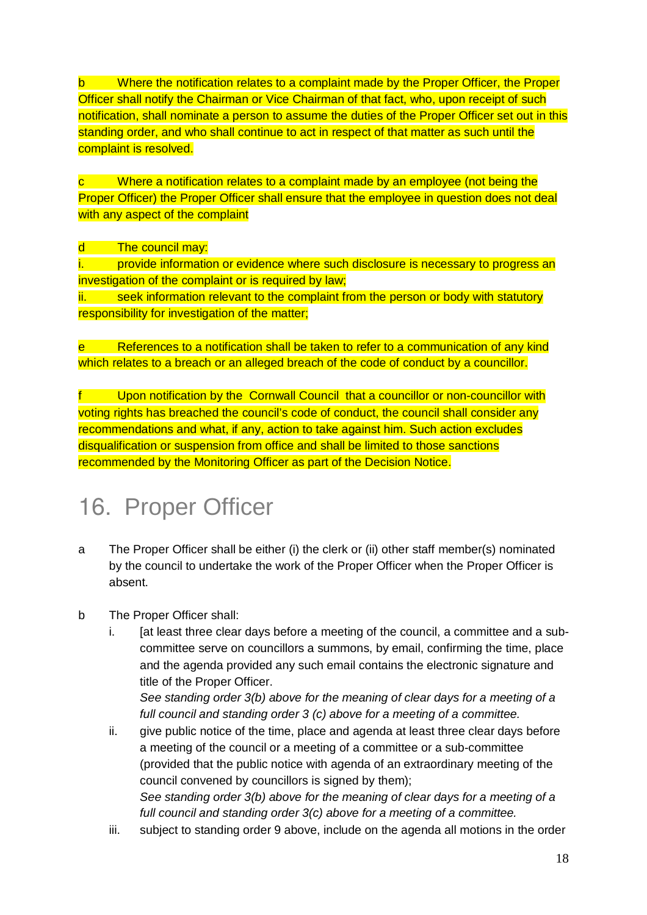b Where the notification relates to a complaint made by the Proper Officer, the Proper Officer shall notify the Chairman or Vice Chairman of that fact, who, upon receipt of such notification, shall nominate a person to assume the duties of the Proper Officer set out in this standing order, and who shall continue to act in respect of that matter as such until the complaint is resolved.

c Where a notification relates to a complaint made by an employee (not being the Proper Officer) the Proper Officer shall ensure that the employee in question does not deal with any aspect of the complaint

d The council may:

i. provide information or evidence where such disclosure is necessary to progress an investigation of the complaint or is required by law;

ii. seek information relevant to the complaint from the person or body with statutory responsibility for investigation of the matter;

e References to a notification shall be taken to refer to a communication of any kind which relates to a breach or an alleged breach of the code of conduct by a councillor.

f Upon notification by the Cornwall Council that a councillor or non-councillor with voting rights has breached the council's code of conduct, the council shall consider any recommendations and what, if any, action to take against him. Such action excludes disqualification or suspension from office and shall be limited to those sanctions recommended by the Monitoring Officer as part of the Decision Notice.

# 16. Proper Officer

a The Proper Officer shall be either (i) the clerk or (ii) other staff member(s) nominated by the council to undertake the work of the Proper Officer when the Proper Officer is absent.

b The Proper Officer shall:

   i. [at least three clear days before a meeting of the council, a committee and a sub-committee serve on councillors a summons, by email, confirming the time, place and the agenda provided any such email contains the electronic signature and title of the Proper Officer.
   *See standing order 3(b) above for the meaning of clear days for a meeting of a full council and standing order 3 (c) above for a meeting of a committee.*

   ii. give public notice of the time, place and agenda at least three clear days before a meeting of the council or a meeting of a committee or a sub-committee (provided that the public notice with agenda of an extraordinary meeting of the council convened by councillors is signed by them);
   *See standing order 3(b) above for the meaning of clear days for a meeting of a full council and standing order 3(c) above for a meeting of a committee.*

   iii. subject to standing order 9 above, include on the agenda all motions in the order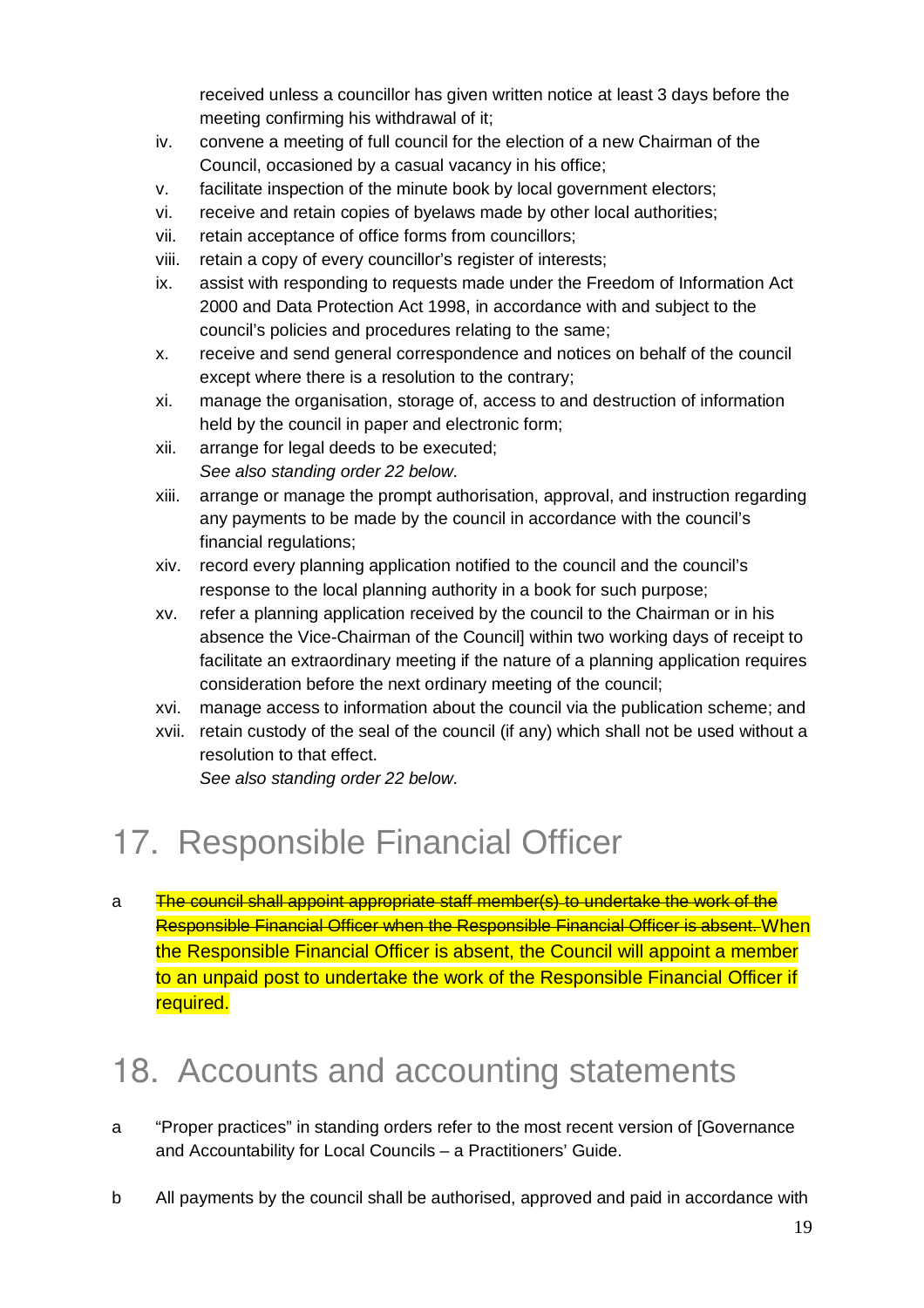received unless a councillor has given written notice at least 3 days before the meeting confirming his withdrawal of it;

iv. convene a meeting of full council for the election of a new Chairman of the Council, occasioned by a casual vacancy in his office;
v. facilitate inspection of the minute book by local government electors;
vi. receive and retain copies of byelaws made by other local authorities;
vii. retain acceptance of office forms from councillors;
viii. retain a copy of every councillor's register of interests;
ix. assist with responding to requests made under the Freedom of Information Act 2000 and Data Protection Act 1998, in accordance with and subject to the council's policies and procedures relating to the same;
x. receive and send general correspondence and notices on behalf of the council except where there is a resolution to the contrary;
xi. manage the organisation, storage of, access to and destruction of information held by the council in paper and electronic form;
xii. arrange for legal deeds to be executed;
*See also standing order 22 below.*
xiii. arrange or manage the prompt authorisation, approval, and instruction regarding any payments to be made by the council in accordance with the council's financial regulations;
xiv. record every planning application notified to the council and the council's response to the local planning authority in a book for such purpose;
xv. refer a planning application received by the council to the Chairman or in his absence the Vice-Chairman of the Council] within two working days of receipt to facilitate an extraordinary meeting if the nature of a planning application requires consideration before the next ordinary meeting of the council;
xvi. manage access to information about the council via the publication scheme; and
xvii. retain custody of the seal of the council (if any) which shall not be used without a resolution to that effect.
*See also standing order 22 below.*

# 17. Responsible Financial Officer

a ~~The council shall appoint appropriate staff member(s) to undertake the work of the Responsible Financial Officer when the Responsible Financial Officer is absent.~~ When the Responsible Financial Officer is absent, the Council will appoint a member to an unpaid post to undertake the work of the Responsible Financial Officer if required.

# 18. Accounts and accounting statements

a "Proper practices" in standing orders refer to the most recent version of [Governance and Accountability for Local Councils – a Practitioners' Guide.

b All payments by the council shall be authorised, approved and paid in accordance with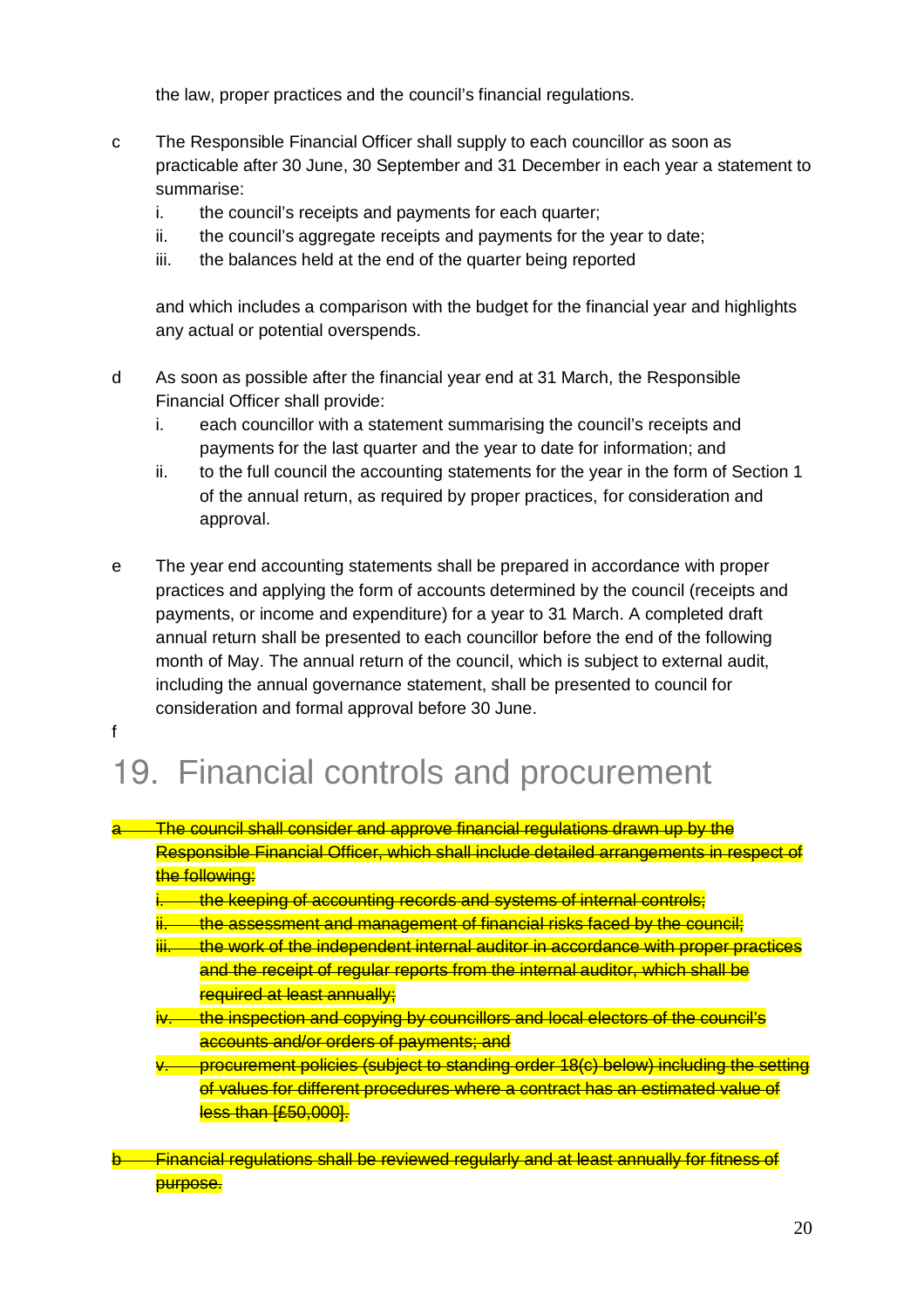the law, proper practices and the council's financial regulations.

c The Responsible Financial Officer shall supply to each councillor as soon as practicable after 30 June, 30 September and 31 December in each year a statement to summarise:

i. the council's receipts and payments for each quarter;
ii. the council's aggregate receipts and payments for the year to date;
iii. the balances held at the end of the quarter being reported

and which includes a comparison with the budget for the financial year and highlights any actual or potential overspends.

d As soon as possible after the financial year end at 31 March, the Responsible Financial Officer shall provide:

i. each councillor with a statement summarising the council's receipts and payments for the last quarter and the year to date for information; and
ii. to the full council the accounting statements for the year in the form of Section 1 of the annual return, as required by proper practices, for consideration and approval.

e The year end accounting statements shall be prepared in accordance with proper practices and applying the form of accounts determined by the council (receipts and payments, or income and expenditure) for a year to 31 March. A completed draft annual return shall be presented to each councillor before the end of the following month of May. The annual return of the council, which is subject to external audit, including the annual governance statement, shall be presented to council for consideration and formal approval before 30 June.

f

# 19. Financial controls and procurement

~~a The council shall consider and approve financial regulations drawn up by the Responsible Financial Officer, which shall include detailed arrangements in respect of the following:~~

~~i. the keeping of accounting records and systems of internal controls;~~
~~ii. the assessment and management of financial risks faced by the council;~~
~~iii. the work of the independent internal auditor in accordance with proper practices and the receipt of regular reports from the internal auditor, which shall be required at least annually;~~
~~iv. the inspection and copying by councillors and local electors of the council's accounts and/or orders of payments; and~~
~~v. procurement policies (subject to standing order 18(c) below) including the setting of values for different procedures where a contract has an estimated value of less than [£50,000].~~

~~b Financial regulations shall be reviewed regularly and at least annually for fitness of purpose.~~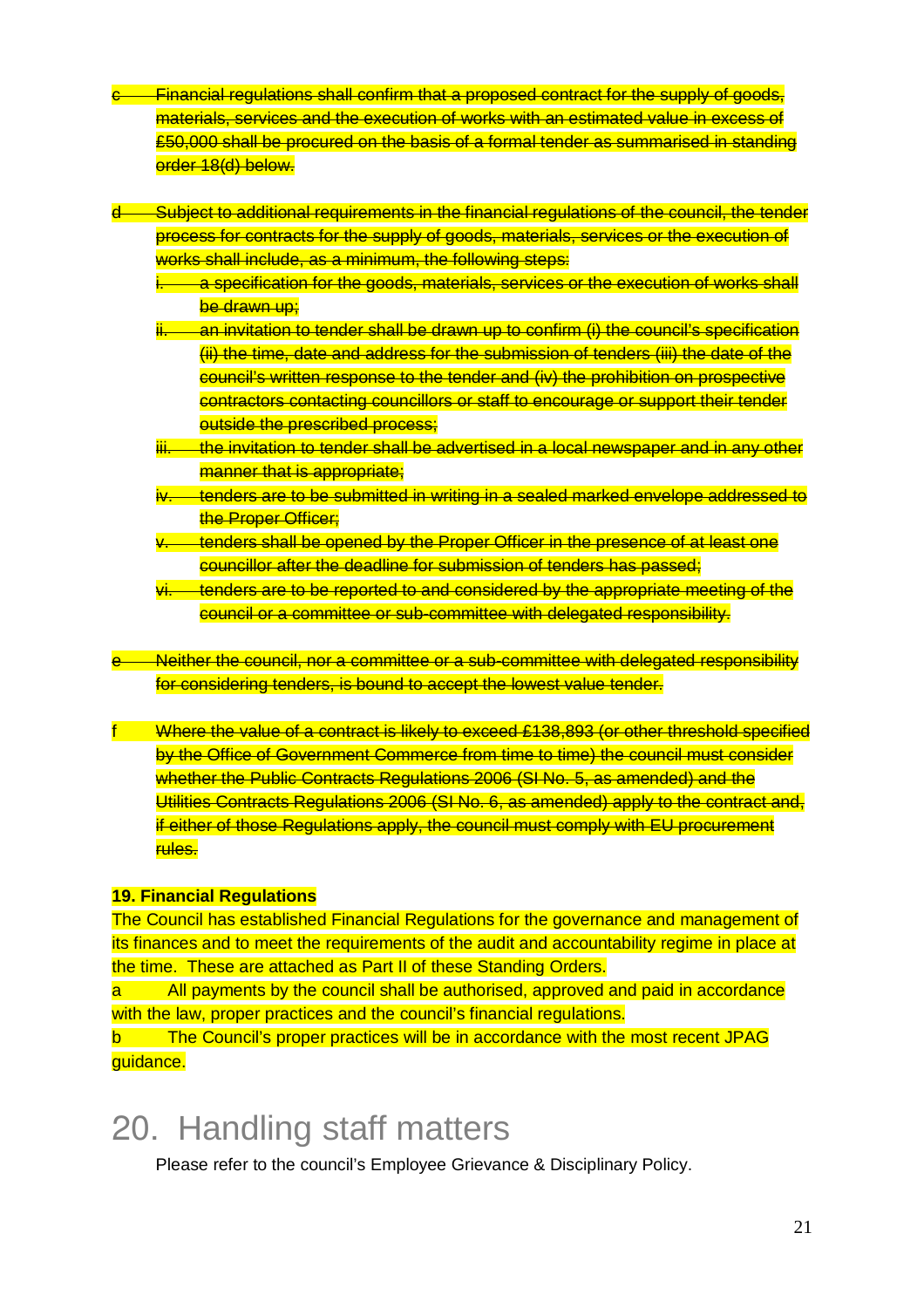~~c Financial regulations shall confirm that a proposed contract for the supply of goods, materials, services and the execution of works with an estimated value in excess of £50,000 shall be procured on the basis of a formal tender as summarised in standing order 18(d) below.~~

~~d Subject to additional requirements in the financial regulations of the council, the tender process for contracts for the supply of goods, materials, services or the execution of works shall include, as a minimum, the following steps:~~

~~i. a specification for the goods, materials, services or the execution of works shall be drawn up;~~

~~ii. an invitation to tender shall be drawn up to confirm (i) the council's specification (ii) the time, date and address for the submission of tenders (iii) the date of the council's written response to the tender and (iv) the prohibition on prospective contractors contacting councillors or staff to encourage or support their tender outside the prescribed process;~~

~~iii. the invitation to tender shall be advertised in a local newspaper and in any other manner that is appropriate;~~

~~iv. tenders are to be submitted in writing in a sealed marked envelope addressed to the Proper Officer;~~

~~v. tenders shall be opened by the Proper Officer in the presence of at least one councillor after the deadline for submission of tenders has passed;~~

~~vi. tenders are to be reported to and considered by the appropriate meeting of the council or a committee or sub-committee with delegated responsibility.~~

~~e Neither the council, nor a committee or a sub-committee with delegated responsibility for considering tenders, is bound to accept the lowest value tender.~~

f ~~Where the value of a contract is likely to exceed £138,893 (or other threshold specified by the Office of Government Commerce from time to time) the council must consider whether the Public Contracts Regulations 2006 (SI No. 5, as amended) and the Utilities Contracts Regulations 2006 (SI No. 6, as amended) apply to the contract and, if either of those Regulations apply, the council must comply with EU procurement rules.~~

**19. Financial Regulations**

The Council has established Financial Regulations for the governance and management of its finances and to meet the requirements of the audit and accountability regime in place at the time. These are attached as Part II of these Standing Orders.

a All payments by the council shall be authorised, approved and paid in accordance with the law, proper practices and the council's financial regulations.

b The Council's proper practices will be in accordance with the most recent JPAG guidance.

# 20. Handling staff matters

Please refer to the council's Employee Grievance & Disciplinary Policy.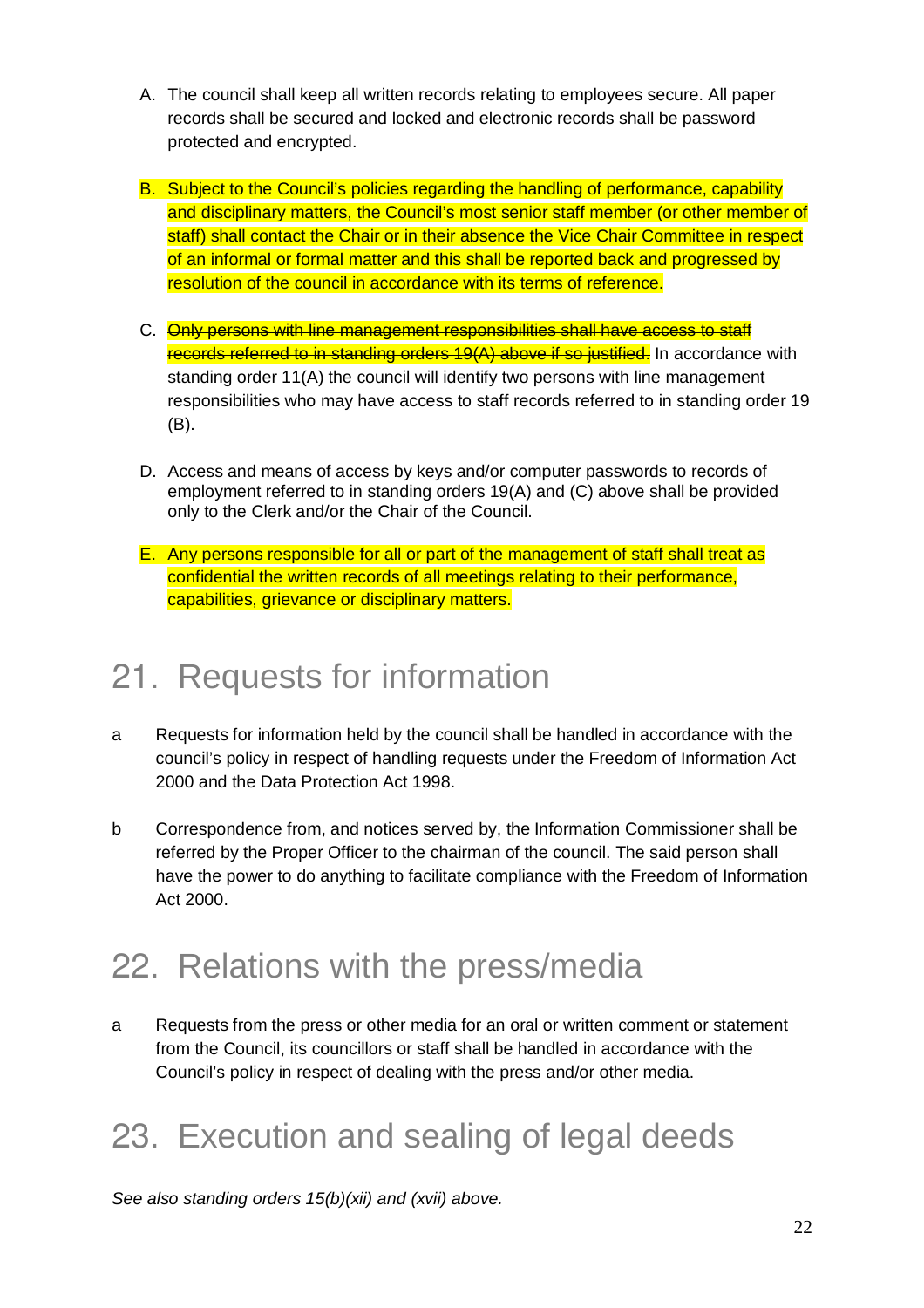A. The council shall keep all written records relating to employees secure. All paper records shall be secured and locked and electronic records shall be password protected and encrypted.

B. Subject to the Council's policies regarding the handling of performance, capability and disciplinary matters, the Council's most senior staff member (or other member of staff) shall contact the Chair or in their absence the Vice Chair Committee in respect of an informal or formal matter and this shall be reported back and progressed by resolution of the council in accordance with its terms of reference.

C. ~~Only persons with line management responsibilities shall have access to staff records referred to in standing orders 19(A) above if so justified.~~ In accordance with standing order 11(A) the council will identify two persons with line management responsibilities who may have access to staff records referred to in standing order 19 (B).

D. Access and means of access by keys and/or computer passwords to records of employment referred to in standing orders 19(A) and (C) above shall be provided only to the Clerk and/or the Chair of the Council.

E. Any persons responsible for all or part of the management of staff shall treat as confidential the written records of all meetings relating to their performance, capabilities, grievance or disciplinary matters.

# 21. Requests for information

a Requests for information held by the council shall be handled in accordance with the council's policy in respect of handling requests under the Freedom of Information Act 2000 and the Data Protection Act 1998.

b Correspondence from, and notices served by, the Information Commissioner shall be referred by the Proper Officer to the chairman of the council. The said person shall have the power to do anything to facilitate compliance with the Freedom of Information Act 2000.

# 22. Relations with the press/media

a Requests from the press or other media for an oral or written comment or statement from the Council, its councillors or staff shall be handled in accordance with the Council's policy in respect of dealing with the press and/or other media.

# 23. Execution and sealing of legal deeds

*See also standing orders 15(b)(xii) and (xvii) above.*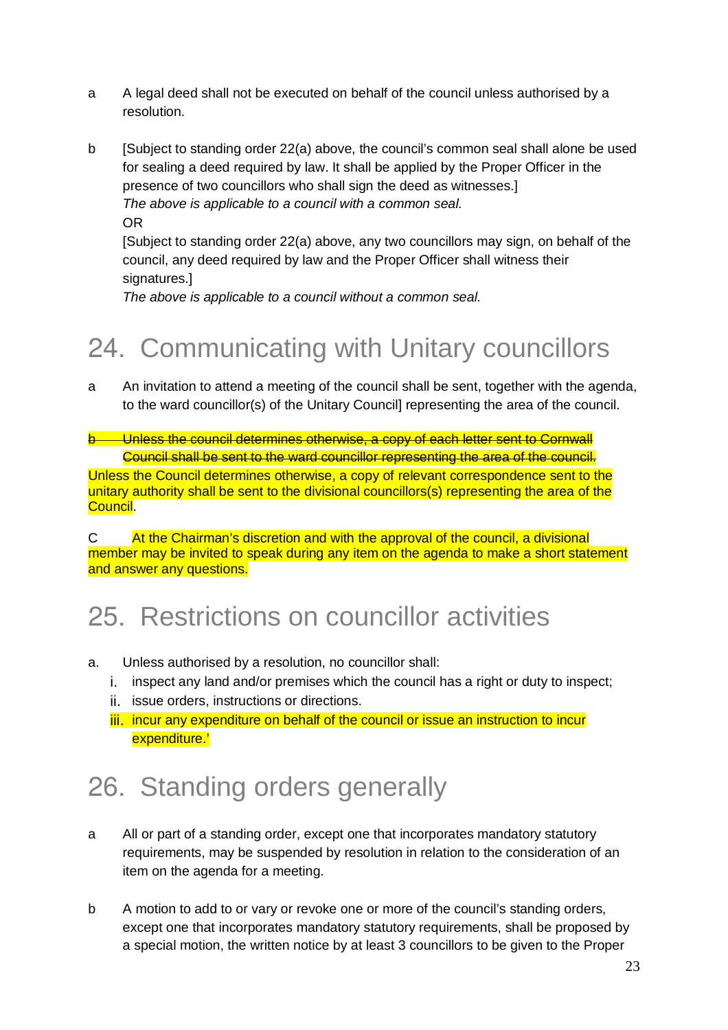a A legal deed shall not be executed on behalf of the council unless authorised by a resolution.

b [Subject to standing order 22(a) above, the council's common seal shall alone be used for sealing a deed required by law. It shall be applied by the Proper Officer in the presence of two councillors who shall sign the deed as witnesses.]
*The above is applicable to a council with a common seal.*
OR
[Subject to standing order 22(a) above, any two councillors may sign, on behalf of the council, any deed required by law and the Proper Officer shall witness their signatures.]
*The above is applicable to a council without a common seal.*

# 24. Communicating with Unitary councillors

a An invitation to attend a meeting of the council shall be sent, together with the agenda, to the ward councillor(s) of the Unitary Council] representing the area of the council.

~~b Unless the council determines otherwise, a copy of each letter sent to Cornwall Council shall be sent to the ward councillor representing the area of the council.~~

Unless the Council determines otherwise, a copy of relevant correspondence sent to the unitary authority shall be sent to the divisional councillors(s) representing the area of the Council.

C At the Chairman's discretion and with the approval of the council, a divisional member may be invited to speak during any item on the agenda to make a short statement and answer any questions.

# 25. Restrictions on councillor activities

a. Unless authorised by a resolution, no councillor shall:
   i. inspect any land and/or premises which the council has a right or duty to inspect;
   ii. issue orders, instructions or directions.
   iii. incur any expenditure on behalf of the council or issue an instruction to incur expenditure.'

# 26. Standing orders generally

a All or part of a standing order, except one that incorporates mandatory statutory requirements, may be suspended by resolution in relation to the consideration of an item on the agenda for a meeting.

b A motion to add to or vary or revoke one or more of the council's standing orders, except one that incorporates mandatory statutory requirements, shall be proposed by a special motion, the written notice by at least 3 councillors to be given to the Proper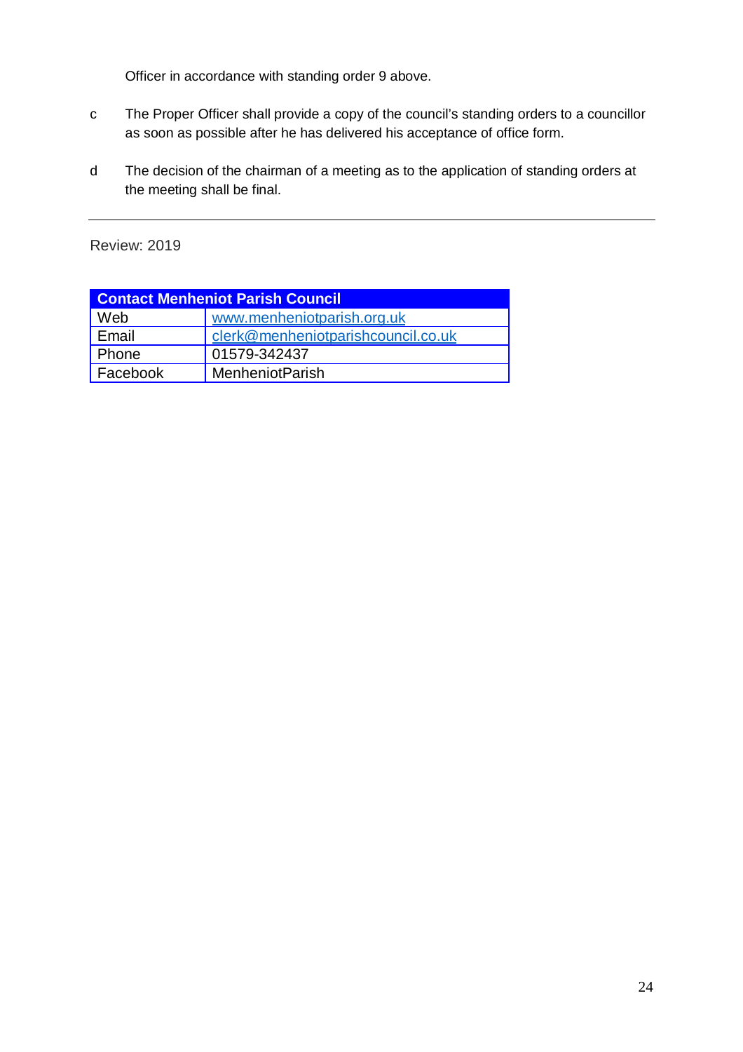Officer in accordance with standing order 9 above.

c The Proper Officer shall provide a copy of the council's standing orders to a councillor as soon as possible after he has delivered his acceptance of office form.

d The decision of the chairman of a meeting as to the application of standing orders at the meeting shall be final.

---

Review: 2019

| **Contact Menheniot Parish Council** | |
|---|---|
| Web | www.menheniotparish.org.uk |
| Email | clerk@menheniotparishcouncil.co.uk |
| Phone | 01579-342437 |
| Facebook | MenheniotParish |